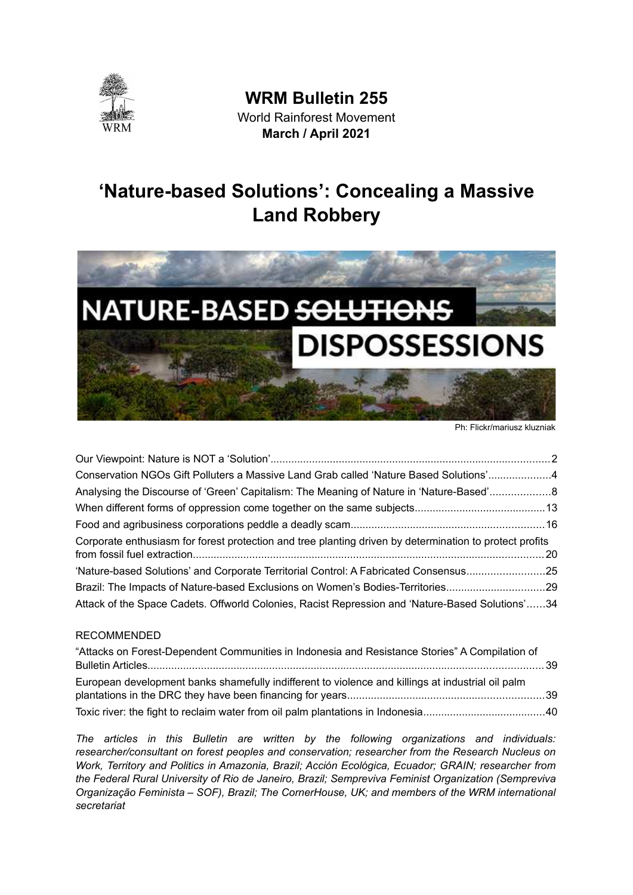# WRM Bulletin 255

World Rainforest Movement

**March / April 2021**

# 'Nature-based Solutions': Concealing a Massive Land Robbery

Ph: Flickr/mariusz kluzniak

- Our Viewpoint: Nature is NOT a 'Solution' ... 2
- Conservation NGOs Gift Polluters a Massive Land Grab called 'Nature Based Solutions' ... 4
- Analysing the Discourse of 'Green' Capitalism: The Meaning of Nature in 'Nature-Based' ... 8
- When different forms of oppression come together on the same subjects ... 13
- Food and agribusiness corporations peddle a deadly scam ... 16
- Corporate enthusiasm for forest protection and tree planting driven by determination to protect profits from fossil fuel extraction ... 20
- 'Nature-based Solutions' and Corporate Territorial Control: A Fabricated Consensus ... 25
- Brazil: The Impacts of Nature-based Exclusions on Women's Bodies-Territories ... 29
- Attack of the Space Cadets. Offworld Colonies, Racist Repression and 'Nature-Based Solutions' ... 34

RECOMMENDED

- "Attacks on Forest-Dependent Communities in Indonesia and Resistance Stories" A Compilation of Bulletin Articles ... 39
- European development banks shamefully indifferent to violence and killings at industrial oil palm plantations in the DRC they have been financing for years ... 39
- Toxic river: the fight to reclaim water from oil palm plantations in Indonesia ... 40

*The articles in this Bulletin are written by the following organizations and individuals: researcher/consultant on forest peoples and conservation; researcher from the Research Nucleus on Work, Territory and Politics in Amazonia, Brazil; Acción Ecológica, Ecuador; GRAIN; researcher from the Federal Rural University of Rio de Janeiro, Brazil; Sempreviva Feminist Organization (Sempreviva Organização Feminista – SOF), Brazil; The CornerHouse, UK; and members of the WRM international secretariat*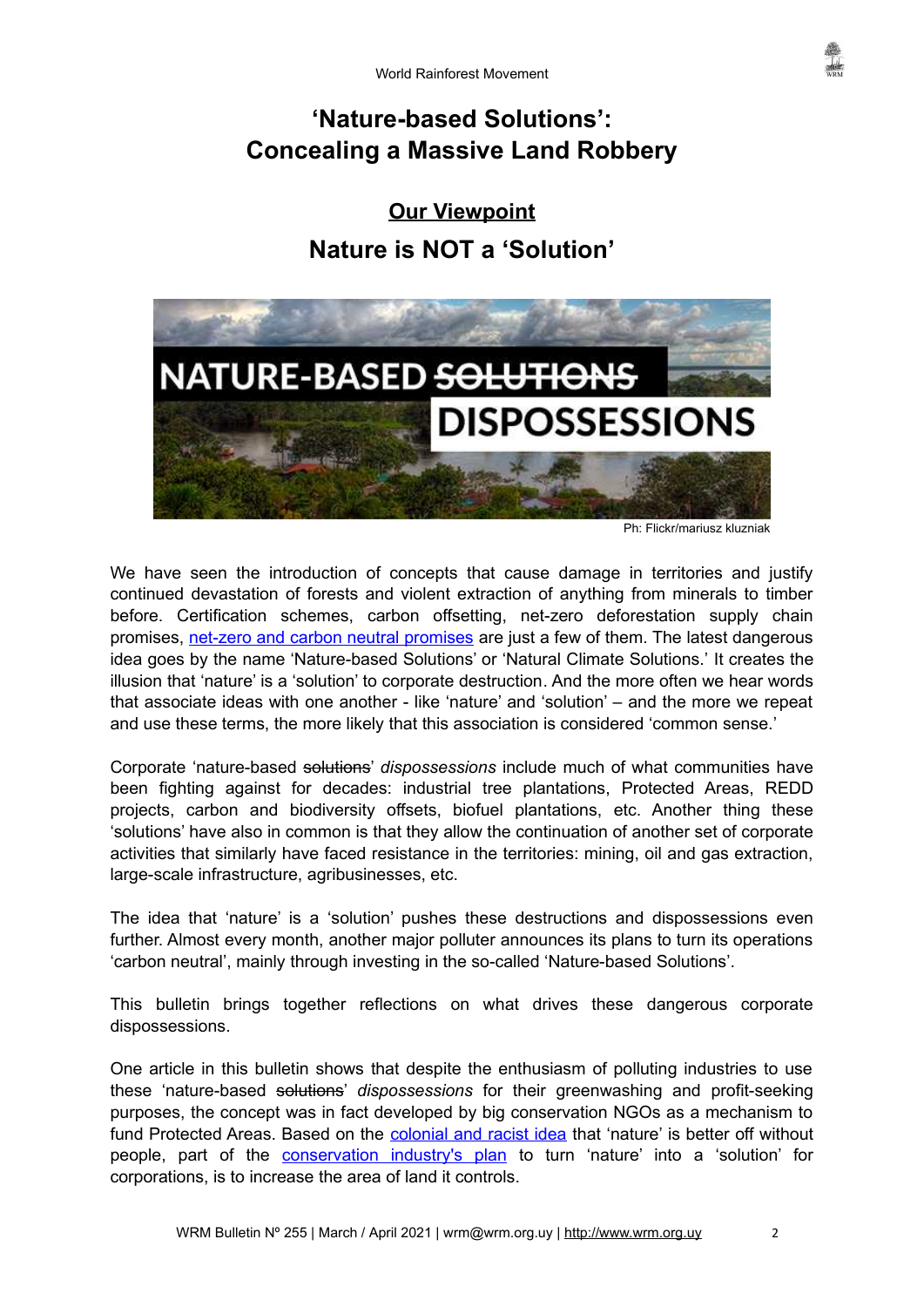# 'Nature-based Solutions': Concealing a Massive Land Robbery

## Our Viewpoint

## Nature is NOT a 'Solution'

Ph: Flickr/mariusz kluzniak

We have seen the introduction of concepts that cause damage in territories and justify continued devastation of forests and violent extraction of anything from minerals to timber before. Certification schemes, carbon offsetting, net-zero deforestation supply chain promises, net-zero and carbon neutral promises are just a few of them. The latest dangerous idea goes by the name 'Nature-based Solutions' or 'Natural Climate Solutions.' It creates the illusion that 'nature' is a 'solution' to corporate destruction. And the more often we hear words that associate ideas with one another - like 'nature' and 'solution' – and the more we repeat and use these terms, the more likely that this association is considered 'common sense.'

Corporate 'nature-based ~~solutions~~' *dispossessions* include much of what communities have been fighting against for decades: industrial tree plantations, Protected Areas, REDD projects, carbon and biodiversity offsets, biofuel plantations, etc. Another thing these 'solutions' have also in common is that they allow the continuation of another set of corporate activities that similarly have faced resistance in the territories: mining, oil and gas extraction, large-scale infrastructure, agribusinesses, etc.

The idea that 'nature' is a 'solution' pushes these destructions and dispossessions even further. Almost every month, another major polluter announces its plans to turn its operations 'carbon neutral', mainly through investing in the so-called 'Nature-based Solutions'.

This bulletin brings together reflections on what drives these dangerous corporate dispossessions.

One article in this bulletin shows that despite the enthusiasm of polluting industries to use these 'nature-based ~~solutions~~' *dispossessions* for their greenwashing and profit-seeking purposes, the concept was in fact developed by big conservation NGOs as a mechanism to fund Protected Areas. Based on the colonial and racist idea that 'nature' is better off without people, part of the conservation industry's plan to turn 'nature' into a 'solution' for corporations, is to increase the area of land it controls.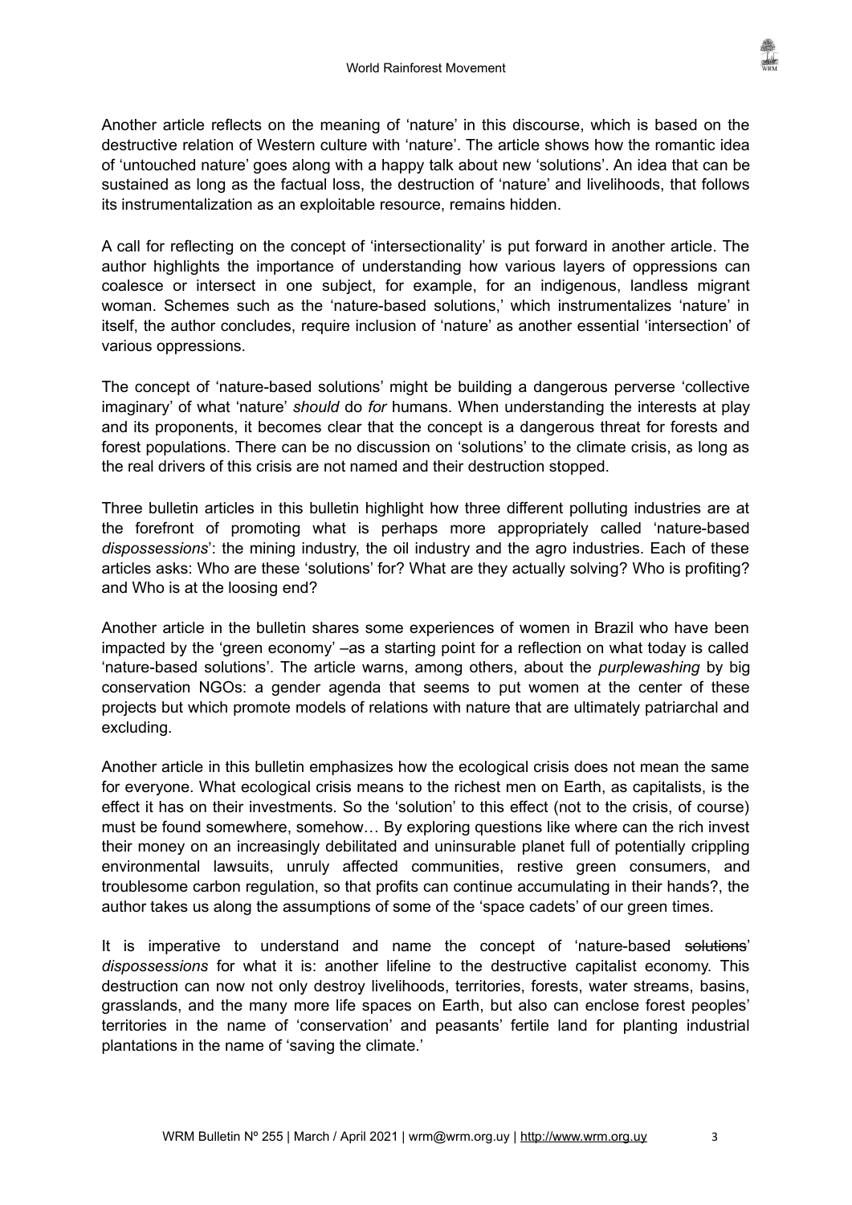Another article reflects on the meaning of 'nature' in this discourse, which is based on the destructive relation of Western culture with 'nature'. The article shows how the romantic idea of 'untouched nature' goes along with a happy talk about new 'solutions'. An idea that can be sustained as long as the factual loss, the destruction of 'nature' and livelihoods, that follows its instrumentalization as an exploitable resource, remains hidden.

A call for reflecting on the concept of 'intersectionality' is put forward in another article. The author highlights the importance of understanding how various layers of oppressions can coalesce or intersect in one subject, for example, for an indigenous, landless migrant woman. Schemes such as the 'nature-based solutions,' which instrumentalizes 'nature' in itself, the author concludes, require inclusion of 'nature' as another essential 'intersection' of various oppressions.

The concept of 'nature-based solutions' might be building a dangerous perverse 'collective imaginary' of what 'nature' *should* do *for* humans. When understanding the interests at play and its proponents, it becomes clear that the concept is a dangerous threat for forests and forest populations. There can be no discussion on 'solutions' to the climate crisis, as long as the real drivers of this crisis are not named and their destruction stopped.

Three bulletin articles in this bulletin highlight how three different polluting industries are at the forefront of promoting what is perhaps more appropriately called 'nature-based *dispossessions*': the mining industry, the oil industry and the agro industries. Each of these articles asks: Who are these 'solutions' for? What are they actually solving? Who is profiting? and Who is at the loosing end?

Another article in the bulletin shares some experiences of women in Brazil who have been impacted by the 'green economy' –as a starting point for a reflection on what today is called 'nature-based solutions'. The article warns, among others, about the *purplewashing* by big conservation NGOs: a gender agenda that seems to put women at the center of these projects but which promote models of relations with nature that are ultimately patriarchal and excluding.

Another article in this bulletin emphasizes how the ecological crisis does not mean the same for everyone. What ecological crisis means to the richest men on Earth, as capitalists, is the effect it has on their investments. So the 'solution' to this effect (not to the crisis, of course) must be found somewhere, somehow… By exploring questions like where can the rich invest their money on an increasingly debilitated and uninsurable planet full of potentially crippling environmental lawsuits, unruly affected communities, restive green consumers, and troublesome carbon regulation, so that profits can continue accumulating in their hands?, the author takes us along the assumptions of some of the 'space cadets' of our green times.

It is imperative to understand and name the concept of 'nature-based ~~solutions~~' *dispossessions* for what it is: another lifeline to the destructive capitalist economy. This destruction can now not only destroy livelihoods, territories, forests, water streams, basins, grasslands, and the many more life spaces on Earth, but also can enclose forest peoples' territories in the name of 'conservation' and peasants' fertile land for planting industrial plantations in the name of 'saving the climate.'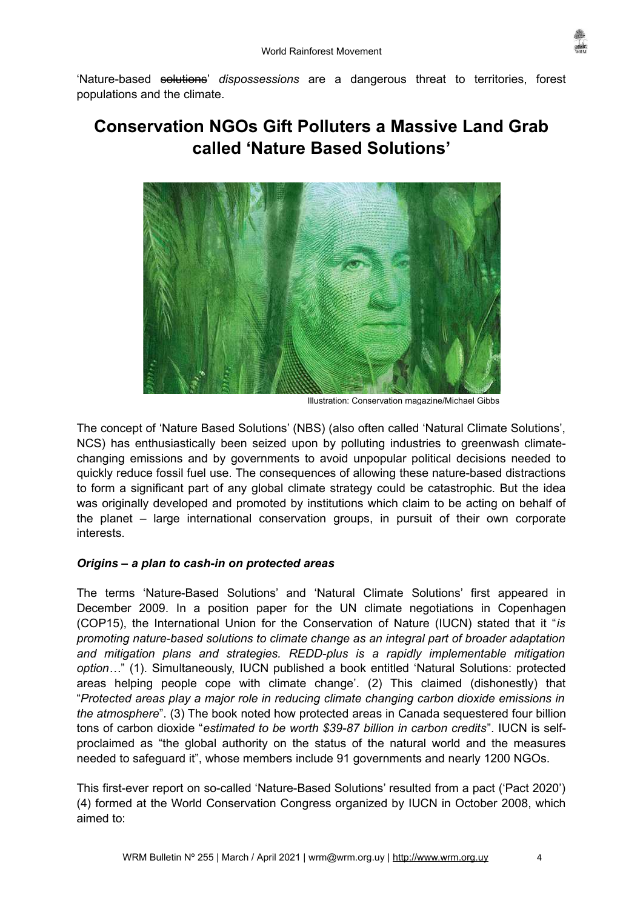'Nature-based ~~solutions~~' *dispossessions* are a dangerous threat to territories, forest populations and the climate.

# Conservation NGOs Gift Polluters a Massive Land Grab called 'Nature Based Solutions'

Illustration: Conservation magazine/Michael Gibbs

The concept of 'Nature Based Solutions' (NBS) (also often called 'Natural Climate Solutions', NCS) has enthusiastically been seized upon by polluting industries to greenwash climate-changing emissions and by governments to avoid unpopular political decisions needed to quickly reduce fossil fuel use. The consequences of allowing these nature-based distractions to form a significant part of any global climate strategy could be catastrophic. But the idea was originally developed and promoted by institutions which claim to be acting on behalf of the planet – large international conservation groups, in pursuit of their own corporate interests.

### *Origins – a plan to cash-in on protected areas*

The terms 'Nature-Based Solutions' and 'Natural Climate Solutions' first appeared in December 2009. In a position paper for the UN climate negotiations in Copenhagen (COP15), the International Union for the Conservation of Nature (IUCN) stated that it "*is promoting nature-based solutions to climate change as an integral part of broader adaptation and mitigation plans and strategies. REDD-plus is a rapidly implementable mitigation option…*" (1). Simultaneously, IUCN published a book entitled 'Natural Solutions: protected areas helping people cope with climate change'. (2) This claimed (dishonestly) that "*Protected areas play a major role in reducing climate changing carbon dioxide emissions in the atmosphere*". (3) The book noted how protected areas in Canada sequestered four billion tons of carbon dioxide "*estimated to be worth $39-87 billion in carbon credits*". IUCN is self-proclaimed as "the global authority on the status of the natural world and the measures needed to safeguard it", whose members include 91 governments and nearly 1200 NGOs.

This first-ever report on so-called 'Nature-Based Solutions' resulted from a pact ('Pact 2020') (4) formed at the World Conservation Congress organized by IUCN in October 2008, which aimed to: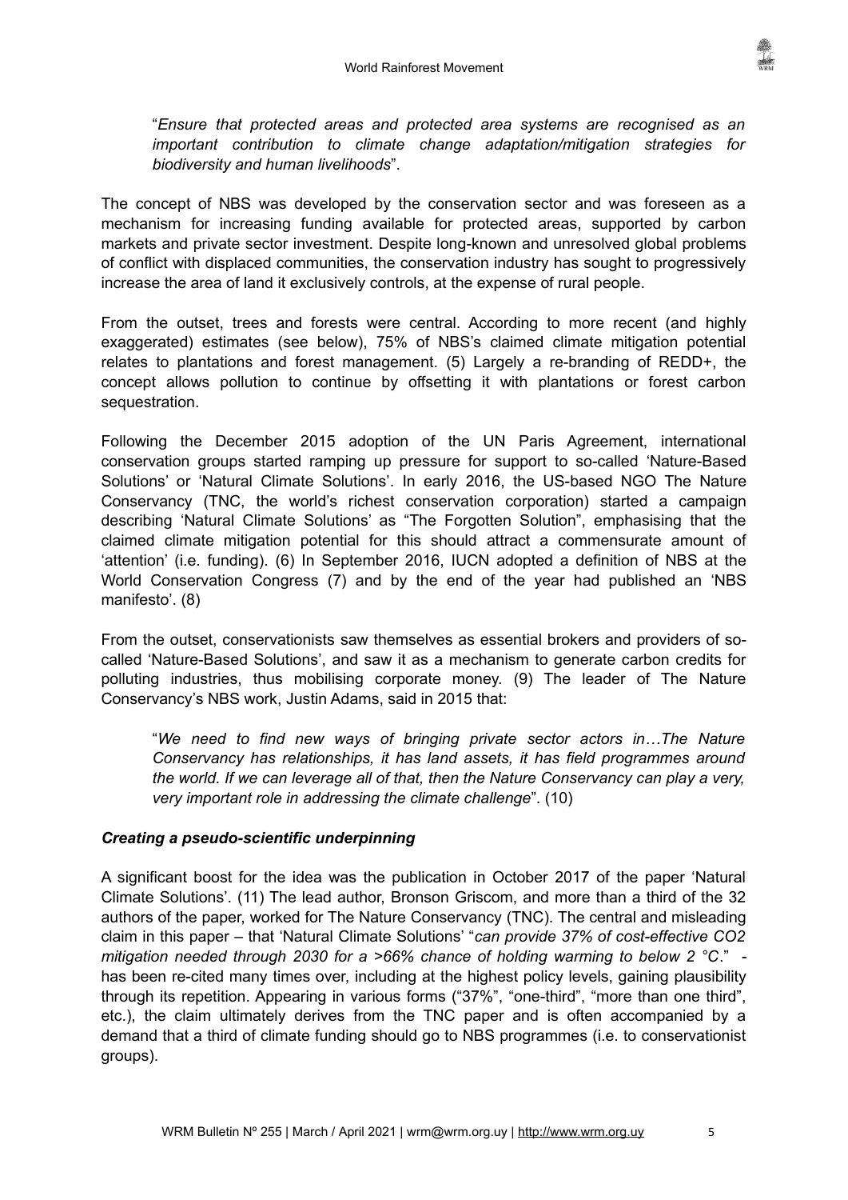"*Ensure that protected areas and protected area systems are recognised as an important contribution to climate change adaptation/mitigation strategies for biodiversity and human livelihoods*".

The concept of NBS was developed by the conservation sector and was foreseen as a mechanism for increasing funding available for protected areas, supported by carbon markets and private sector investment. Despite long-known and unresolved global problems of conflict with displaced communities, the conservation industry has sought to progressively increase the area of land it exclusively controls, at the expense of rural people.

From the outset, trees and forests were central. According to more recent (and highly exaggerated) estimates (see below), 75% of NBS's claimed climate mitigation potential relates to plantations and forest management. (5) Largely a re-branding of REDD+, the concept allows pollution to continue by offsetting it with plantations or forest carbon sequestration.

Following the December 2015 adoption of the UN Paris Agreement, international conservation groups started ramping up pressure for support to so-called 'Nature-Based Solutions' or 'Natural Climate Solutions'. In early 2016, the US-based NGO The Nature Conservancy (TNC, the world's richest conservation corporation) started a campaign describing 'Natural Climate Solutions' as "The Forgotten Solution", emphasising that the claimed climate mitigation potential for this should attract a commensurate amount of 'attention' (i.e. funding). (6) In September 2016, IUCN adopted a definition of NBS at the World Conservation Congress (7) and by the end of the year had published an 'NBS manifesto'. (8)

From the outset, conservationists saw themselves as essential brokers and providers of so-called 'Nature-Based Solutions', and saw it as a mechanism to generate carbon credits for polluting industries, thus mobilising corporate money. (9) The leader of The Nature Conservancy's NBS work, Justin Adams, said in 2015 that:

"*We need to find new ways of bringing private sector actors in…The Nature Conservancy has relationships, it has land assets, it has field programmes around the world. If we can leverage all of that, then the Nature Conservancy can play a very, very important role in addressing the climate challenge*". (10)

### *Creating a pseudo-scientific underpinning*

A significant boost for the idea was the publication in October 2017 of the paper 'Natural Climate Solutions'. (11) The lead author, Bronson Griscom, and more than a third of the 32 authors of the paper, worked for The Nature Conservancy (TNC). The central and misleading claim in this paper – that 'Natural Climate Solutions' "*can provide 37% of cost-effective CO2 mitigation needed through 2030 for a >66% chance of holding warming to below 2 °C*." - has been re-cited many times over, including at the highest policy levels, gaining plausibility through its repetition. Appearing in various forms ("37%", "one-third", "more than one third", etc.), the claim ultimately derives from the TNC paper and is often accompanied by a demand that a third of climate funding should go to NBS programmes (i.e. to conservationist groups).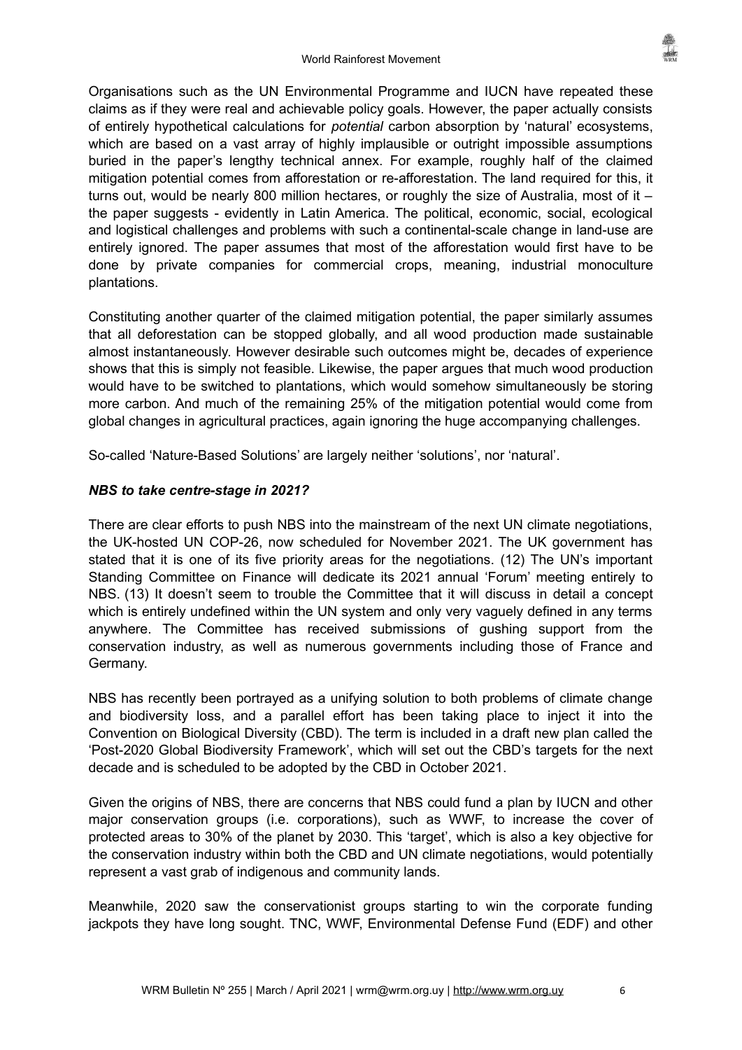Organisations such as the UN Environmental Programme and IUCN have repeated these claims as if they were real and achievable policy goals. However, the paper actually consists of entirely hypothetical calculations for *potential* carbon absorption by 'natural' ecosystems, which are based on a vast array of highly implausible or outright impossible assumptions buried in the paper's lengthy technical annex. For example, roughly half of the claimed mitigation potential comes from afforestation or re-afforestation. The land required for this, it turns out, would be nearly 800 million hectares, or roughly the size of Australia, most of it – the paper suggests - evidently in Latin America. The political, economic, social, ecological and logistical challenges and problems with such a continental-scale change in land-use are entirely ignored. The paper assumes that most of the afforestation would first have to be done by private companies for commercial crops, meaning, industrial monoculture plantations.

Constituting another quarter of the claimed mitigation potential, the paper similarly assumes that all deforestation can be stopped globally, and all wood production made sustainable almost instantaneously. However desirable such outcomes might be, decades of experience shows that this is simply not feasible. Likewise, the paper argues that much wood production would have to be switched to plantations, which would somehow simultaneously be storing more carbon. And much of the remaining 25% of the mitigation potential would come from global changes in agricultural practices, again ignoring the huge accompanying challenges.

So-called 'Nature-Based Solutions' are largely neither 'solutions', nor 'natural'.

### *NBS to take centre-stage in 2021?*

There are clear efforts to push NBS into the mainstream of the next UN climate negotiations, the UK-hosted UN COP-26, now scheduled for November 2021. The UK government has stated that it is one of its five priority areas for the negotiations. (12) The UN's important Standing Committee on Finance will dedicate its 2021 annual 'Forum' meeting entirely to NBS. (13) It doesn't seem to trouble the Committee that it will discuss in detail a concept which is entirely undefined within the UN system and only very vaguely defined in any terms anywhere. The Committee has received submissions of gushing support from the conservation industry, as well as numerous governments including those of France and Germany.

NBS has recently been portrayed as a unifying solution to both problems of climate change and biodiversity loss, and a parallel effort has been taking place to inject it into the Convention on Biological Diversity (CBD). The term is included in a draft new plan called the 'Post-2020 Global Biodiversity Framework', which will set out the CBD's targets for the next decade and is scheduled to be adopted by the CBD in October 2021.

Given the origins of NBS, there are concerns that NBS could fund a plan by IUCN and other major conservation groups (i.e. corporations), such as WWF, to increase the cover of protected areas to 30% of the planet by 2030. This 'target', which is also a key objective for the conservation industry within both the CBD and UN climate negotiations, would potentially represent a vast grab of indigenous and community lands.

Meanwhile, 2020 saw the conservationist groups starting to win the corporate funding jackpots they have long sought. TNC, WWF, Environmental Defense Fund (EDF) and other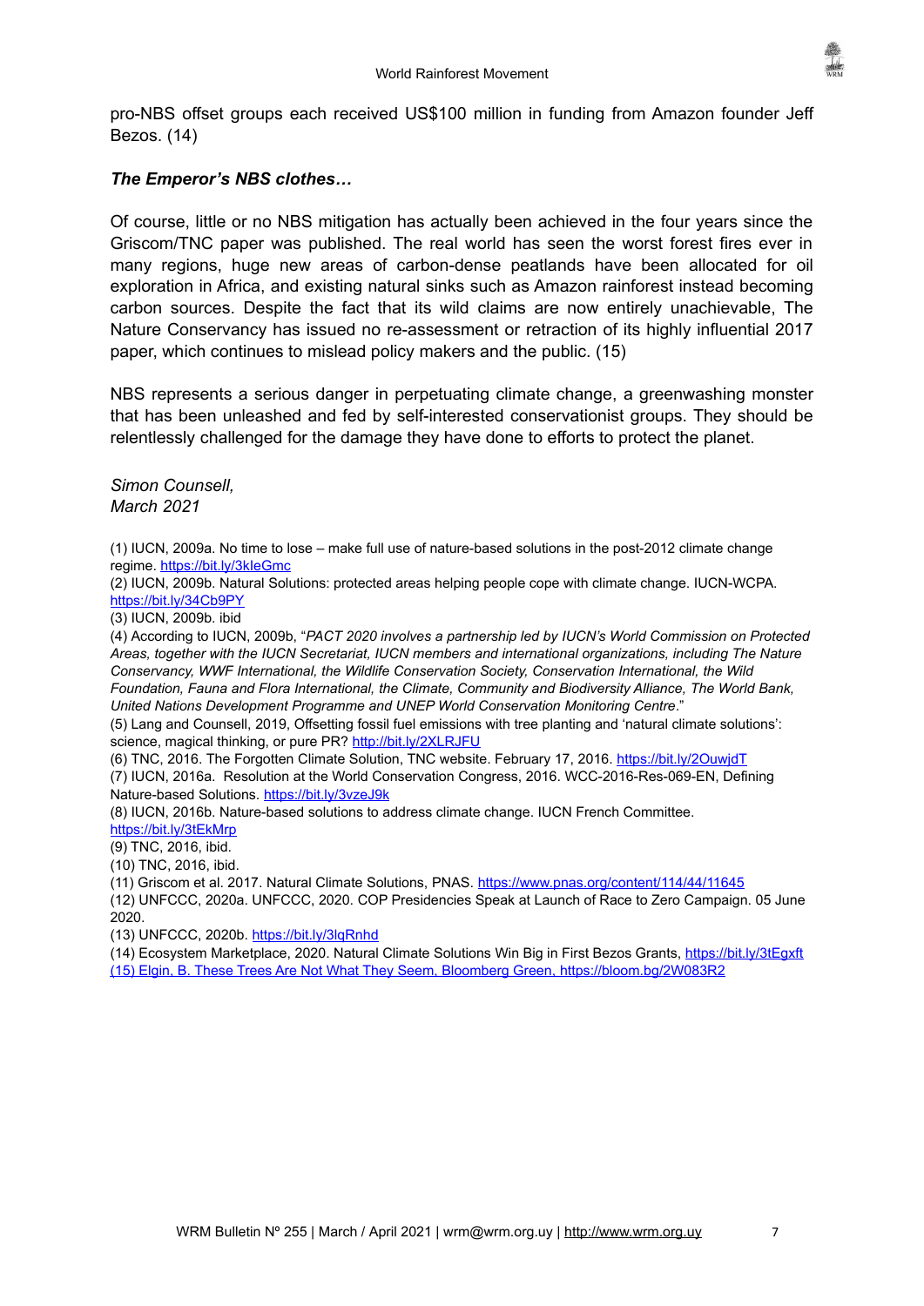pro-NBS offset groups each received US$100 million in funding from Amazon founder Jeff Bezos. (14)

### *The Emperor's NBS clothes…*

Of course, little or no NBS mitigation has actually been achieved in the four years since the Griscom/TNC paper was published. The real world has seen the worst forest fires ever in many regions, huge new areas of carbon-dense peatlands have been allocated for oil exploration in Africa, and existing natural sinks such as Amazon rainforest instead becoming carbon sources. Despite the fact that its wild claims are now entirely unachievable, The Nature Conservancy has issued no re-assessment or retraction of its highly influential 2017 paper, which continues to mislead policy makers and the public. (15)

NBS represents a serious danger in perpetuating climate change, a greenwashing monster that has been unleashed and fed by self-interested conservationist groups. They should be relentlessly challenged for the damage they have done to efforts to protect the planet.

*Simon Counsell,*
*March 2021*

(1) IUCN, 2009a. No time to lose – make full use of nature-based solutions in the post-2012 climate change regime. https://bit.ly/3kIeGmc

(2) IUCN, 2009b. Natural Solutions: protected areas helping people cope with climate change. IUCN-WCPA. https://bit.ly/34Cb9PY

(3) IUCN, 2009b. ibid

(4) According to IUCN, 2009b, "*PACT 2020 involves a partnership led by IUCN's World Commission on Protected Areas, together with the IUCN Secretariat, IUCN members and international organizations, including The Nature Conservancy, WWF International, the Wildlife Conservation Society, Conservation International, the Wild Foundation, Fauna and Flora International, the Climate, Community and Biodiversity Alliance, The World Bank, United Nations Development Programme and UNEP World Conservation Monitoring Centre*."

(5) Lang and Counsell, 2019, Offsetting fossil fuel emissions with tree planting and 'natural climate solutions': science, magical thinking, or pure PR? http://bit.ly/2XLRJFU

(6) TNC, 2016. The Forgotten Climate Solution, TNC website. February 17, 2016. https://bit.ly/2OuwjdT

(7) IUCN, 2016a. Resolution at the World Conservation Congress, 2016. WCC-2016-Res-069-EN, Defining Nature-based Solutions. https://bit.ly/3vzeJ9k

(8) IUCN, 2016b. Nature-based solutions to address climate change. IUCN French Committee. https://bit.ly/3tEkMrp

(9) TNC, 2016, ibid.

(10) TNC, 2016, ibid.

(11) Griscom et al. 2017. Natural Climate Solutions, PNAS. https://www.pnas.org/content/114/44/11645

(12) UNFCCC, 2020a. UNFCCC, 2020. COP Presidencies Speak at Launch of Race to Zero Campaign. 05 June 2020.

(13) UNFCCC, 2020b. https://bit.ly/3lqRnhd

(14) Ecosystem Marketplace, 2020. Natural Climate Solutions Win Big in First Bezos Grants, https://bit.ly/3tEgxft

(15) Elgin, B. These Trees Are Not What They Seem, Bloomberg Green, https://bloom.bg/2W083R2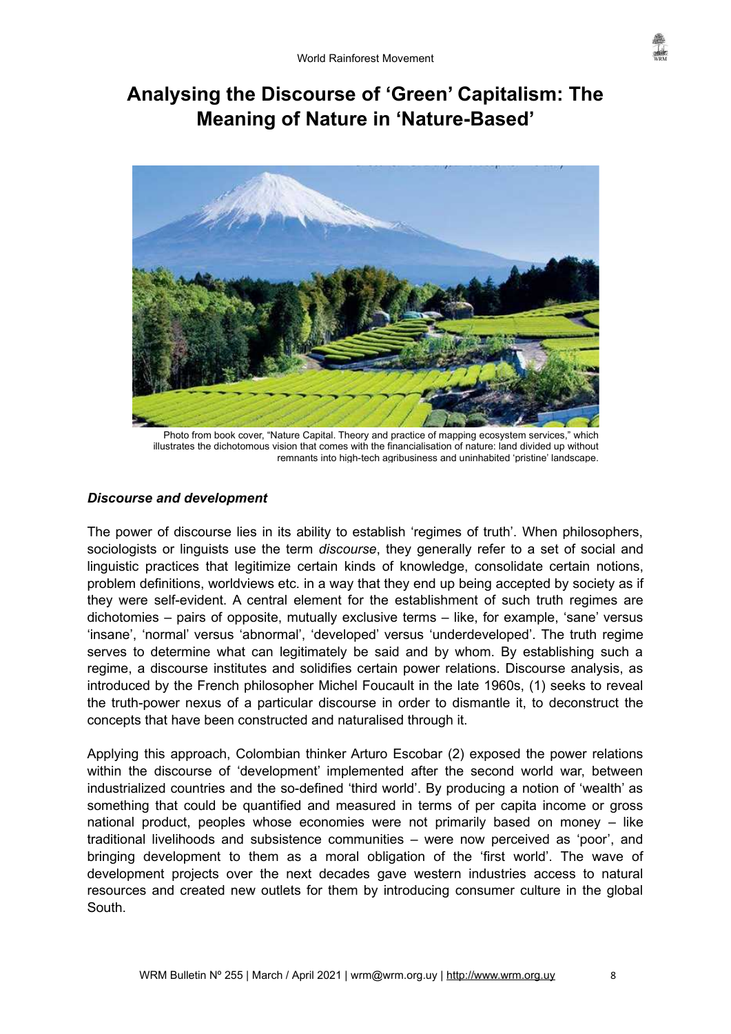# Analysing the Discourse of 'Green' Capitalism: The Meaning of Nature in 'Nature-Based'

Photo from book cover, "Nature Capital. Theory and practice of mapping ecosystem services," which illustrates the dichotomous vision that comes with the financialisation of nature: land divided up without remnants into high-tech agribusiness and uninhabited 'pristine' landscape.

### *Discourse and development*

The power of discourse lies in its ability to establish 'regimes of truth'. When philosophers, sociologists or linguists use the term *discourse*, they generally refer to a set of social and linguistic practices that legitimize certain kinds of knowledge, consolidate certain notions, problem definitions, worldviews etc. in a way that they end up being accepted by society as if they were self-evident. A central element for the establishment of such truth regimes are dichotomies – pairs of opposite, mutually exclusive terms – like, for example, 'sane' versus 'insane', 'normal' versus 'abnormal', 'developed' versus 'underdeveloped'. The truth regime serves to determine what can legitimately be said and by whom. By establishing such a regime, a discourse institutes and solidifies certain power relations. Discourse analysis, as introduced by the French philosopher Michel Foucault in the late 1960s, (1) seeks to reveal the truth-power nexus of a particular discourse in order to dismantle it, to deconstruct the concepts that have been constructed and naturalised through it.

Applying this approach, Colombian thinker Arturo Escobar (2) exposed the power relations within the discourse of 'development' implemented after the second world war, between industrialized countries and the so-defined 'third world'. By producing a notion of 'wealth' as something that could be quantified and measured in terms of per capita income or gross national product, peoples whose economies were not primarily based on money – like traditional livelihoods and subsistence communities – were now perceived as 'poor', and bringing development to them as a moral obligation of the 'first world'. The wave of development projects over the next decades gave western industries access to natural resources and created new outlets for them by introducing consumer culture in the global South.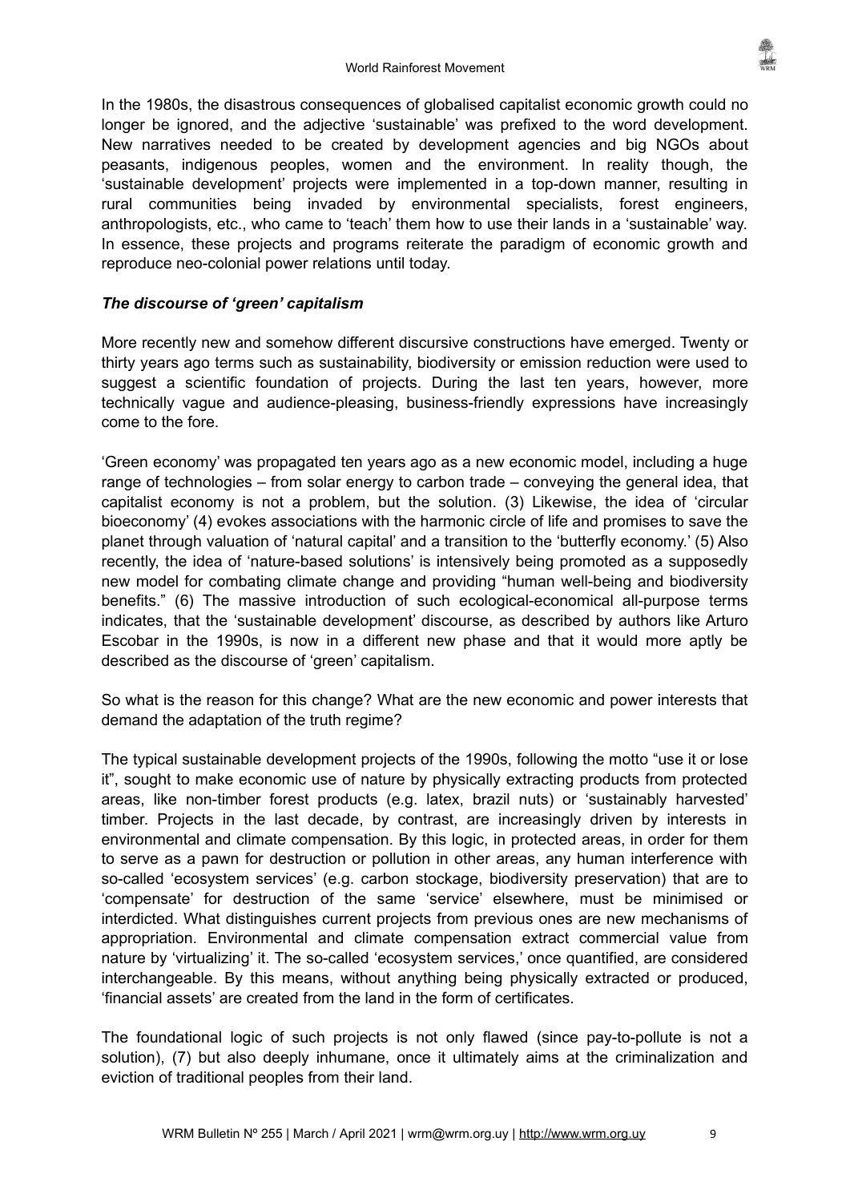In the 1980s, the disastrous consequences of globalised capitalist economic growth could no longer be ignored, and the adjective 'sustainable' was prefixed to the word development. New narratives needed to be created by development agencies and big NGOs about peasants, indigenous peoples, women and the environment. In reality though, the 'sustainable development' projects were implemented in a top-down manner, resulting in rural communities being invaded by environmental specialists, forest engineers, anthropologists, etc., who came to 'teach' them how to use their lands in a 'sustainable' way. In essence, these projects and programs reiterate the paradigm of economic growth and reproduce neo-colonial power relations until today.

### *The discourse of 'green' capitalism*

More recently new and somehow different discursive constructions have emerged. Twenty or thirty years ago terms such as sustainability, biodiversity or emission reduction were used to suggest a scientific foundation of projects. During the last ten years, however, more technically vague and audience-pleasing, business-friendly expressions have increasingly come to the fore.

'Green economy' was propagated ten years ago as a new economic model, including a huge range of technologies – from solar energy to carbon trade – conveying the general idea, that capitalist economy is not a problem, but the solution. (3) Likewise, the idea of 'circular bioeconomy' (4) evokes associations with the harmonic circle of life and promises to save the planet through valuation of 'natural capital' and a transition to the 'butterfly economy.' (5) Also recently, the idea of 'nature-based solutions' is intensively being promoted as a supposedly new model for combating climate change and providing "human well-being and biodiversity benefits." (6) The massive introduction of such ecological-economical all-purpose terms indicates, that the 'sustainable development' discourse, as described by authors like Arturo Escobar in the 1990s, is now in a different new phase and that it would more aptly be described as the discourse of 'green' capitalism.

So what is the reason for this change? What are the new economic and power interests that demand the adaptation of the truth regime?

The typical sustainable development projects of the 1990s, following the motto "use it or lose it", sought to make economic use of nature by physically extracting products from protected areas, like non-timber forest products (e.g. latex, brazil nuts) or 'sustainably harvested' timber. Projects in the last decade, by contrast, are increasingly driven by interests in environmental and climate compensation. By this logic, in protected areas, in order for them to serve as a pawn for destruction or pollution in other areas, any human interference with so-called 'ecosystem services' (e.g. carbon stockage, biodiversity preservation) that are to 'compensate' for destruction of the same 'service' elsewhere, must be minimised or interdicted. What distinguishes current projects from previous ones are new mechanisms of appropriation. Environmental and climate compensation extract commercial value from nature by 'virtualizing' it. The so-called 'ecosystem services,' once quantified, are considered interchangeable. By this means, without anything being physically extracted or produced, 'financial assets' are created from the land in the form of certificates.

The foundational logic of such projects is not only flawed (since pay-to-pollute is not a solution), (7) but also deeply inhumane, once it ultimately aims at the criminalization and eviction of traditional peoples from their land.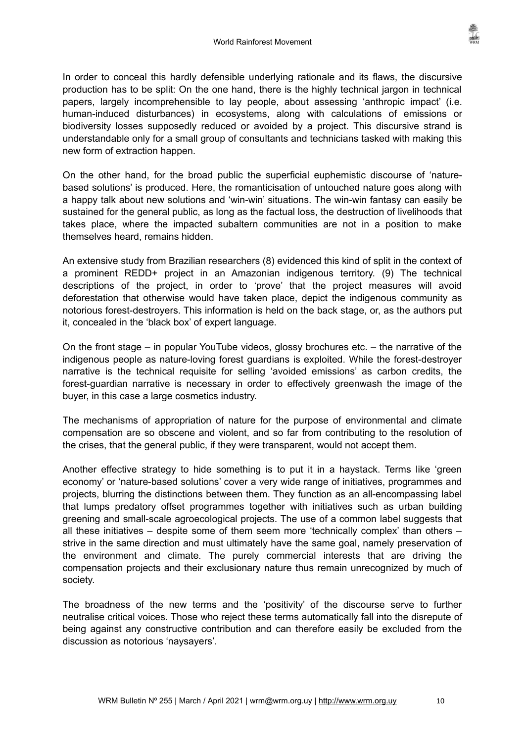In order to conceal this hardly defensible underlying rationale and its flaws, the discursive production has to be split: On the one hand, there is the highly technical jargon in technical papers, largely incomprehensible to lay people, about assessing 'anthropic impact' (i.e. human-induced disturbances) in ecosystems, along with calculations of emissions or biodiversity losses supposedly reduced or avoided by a project. This discursive strand is understandable only for a small group of consultants and technicians tasked with making this new form of extraction happen.

On the other hand, for the broad public the superficial euphemistic discourse of 'nature-based solutions' is produced. Here, the romanticisation of untouched nature goes along with a happy talk about new solutions and 'win-win' situations. The win-win fantasy can easily be sustained for the general public, as long as the factual loss, the destruction of livelihoods that takes place, where the impacted subaltern communities are not in a position to make themselves heard, remains hidden.

An extensive study from Brazilian researchers (8) evidenced this kind of split in the context of a prominent REDD+ project in an Amazonian indigenous territory. (9) The technical descriptions of the project, in order to 'prove' that the project measures will avoid deforestation that otherwise would have taken place, depict the indigenous community as notorious forest-destroyers. This information is held on the back stage, or, as the authors put it, concealed in the 'black box' of expert language.

On the front stage – in popular YouTube videos, glossy brochures etc. – the narrative of the indigenous people as nature-loving forest guardians is exploited. While the forest-destroyer narrative is the technical requisite for selling 'avoided emissions' as carbon credits, the forest-guardian narrative is necessary in order to effectively greenwash the image of the buyer, in this case a large cosmetics industry.

The mechanisms of appropriation of nature for the purpose of environmental and climate compensation are so obscene and violent, and so far from contributing to the resolution of the crises, that the general public, if they were transparent, would not accept them.

Another effective strategy to hide something is to put it in a haystack. Terms like 'green economy' or 'nature-based solutions' cover a very wide range of initiatives, programmes and projects, blurring the distinctions between them. They function as an all-encompassing label that lumps predatory offset programmes together with initiatives such as urban building greening and small-scale agroecological projects. The use of a common label suggests that all these initiatives – despite some of them seem more 'technically complex' than others – strive in the same direction and must ultimately have the same goal, namely preservation of the environment and climate. The purely commercial interests that are driving the compensation projects and their exclusionary nature thus remain unrecognized by much of society.

The broadness of the new terms and the 'positivity' of the discourse serve to further neutralise critical voices. Those who reject these terms automatically fall into the disrepute of being against any constructive contribution and can therefore easily be excluded from the discussion as notorious 'naysayers'.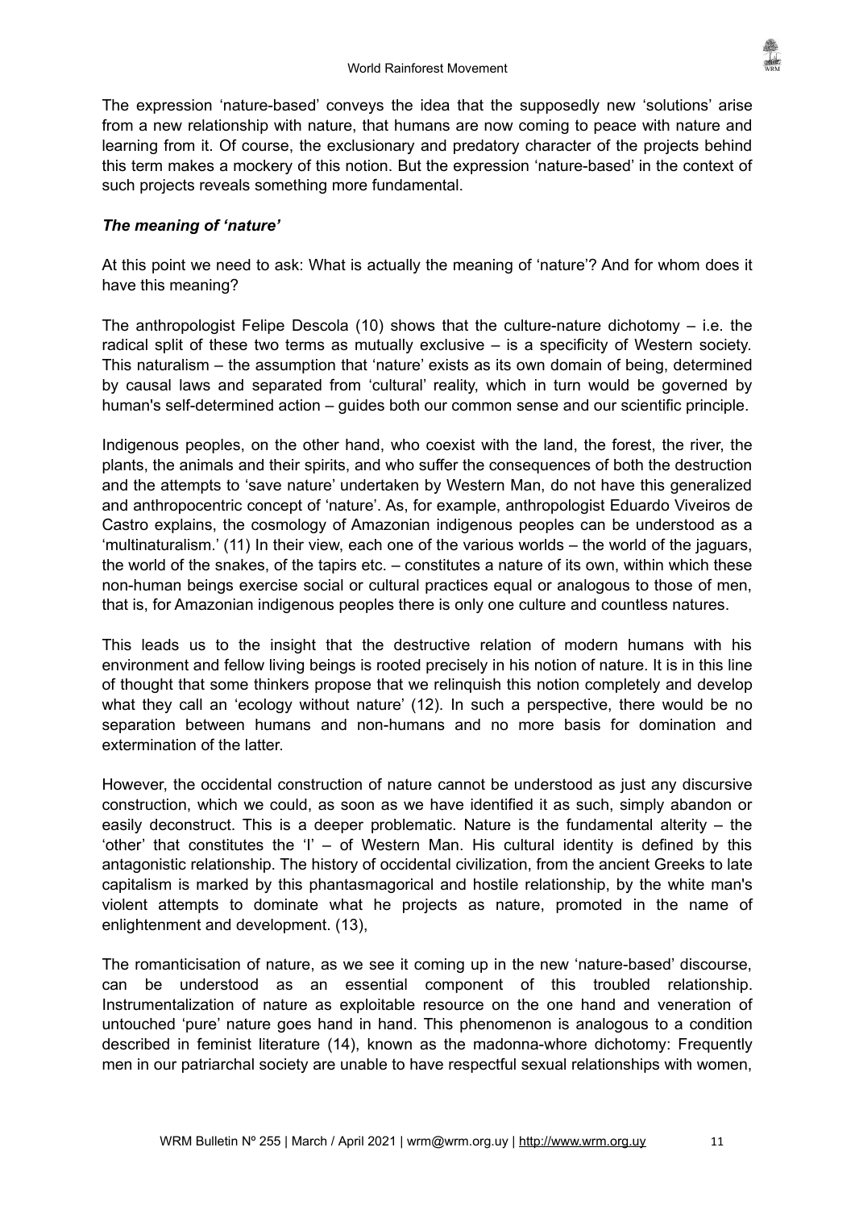The expression 'nature-based' conveys the idea that the supposedly new 'solutions' arise from a new relationship with nature, that humans are now coming to peace with nature and learning from it. Of course, the exclusionary and predatory character of the projects behind this term makes a mockery of this notion. But the expression 'nature-based' in the context of such projects reveals something more fundamental.

### *The meaning of 'nature'*

At this point we need to ask: What is actually the meaning of 'nature'? And for whom does it have this meaning?

The anthropologist Felipe Descola (10) shows that the culture-nature dichotomy – i.e. the radical split of these two terms as mutually exclusive – is a specificity of Western society. This naturalism – the assumption that 'nature' exists as its own domain of being, determined by causal laws and separated from 'cultural' reality, which in turn would be governed by human's self-determined action – guides both our common sense and our scientific principle.

Indigenous peoples, on the other hand, who coexist with the land, the forest, the river, the plants, the animals and their spirits, and who suffer the consequences of both the destruction and the attempts to 'save nature' undertaken by Western Man, do not have this generalized and anthropocentric concept of 'nature'. As, for example, anthropologist Eduardo Viveiros de Castro explains, the cosmology of Amazonian indigenous peoples can be understood as a 'multinaturalism.' (11) In their view, each one of the various worlds – the world of the jaguars, the world of the snakes, of the tapirs etc. – constitutes a nature of its own, within which these non-human beings exercise social or cultural practices equal or analogous to those of men, that is, for Amazonian indigenous peoples there is only one culture and countless natures.

This leads us to the insight that the destructive relation of modern humans with his environment and fellow living beings is rooted precisely in his notion of nature. It is in this line of thought that some thinkers propose that we relinquish this notion completely and develop what they call an 'ecology without nature' (12). In such a perspective, there would be no separation between humans and non-humans and no more basis for domination and extermination of the latter.

However, the occidental construction of nature cannot be understood as just any discursive construction, which we could, as soon as we have identified it as such, simply abandon or easily deconstruct. This is a deeper problematic. Nature is the fundamental alterity – the 'other' that constitutes the 'I' – of Western Man. His cultural identity is defined by this antagonistic relationship. The history of occidental civilization, from the ancient Greeks to late capitalism is marked by this phantasmagorical and hostile relationship, by the white man's violent attempts to dominate what he projects as nature, promoted in the name of enlightenment and development. (13),

The romanticisation of nature, as we see it coming up in the new 'nature-based' discourse, can be understood as an essential component of this troubled relationship. Instrumentalization of nature as exploitable resource on the one hand and veneration of untouched 'pure' nature goes hand in hand. This phenomenon is analogous to a condition described in feminist literature (14), known as the madonna-whore dichotomy: Frequently men in our patriarchal society are unable to have respectful sexual relationships with women,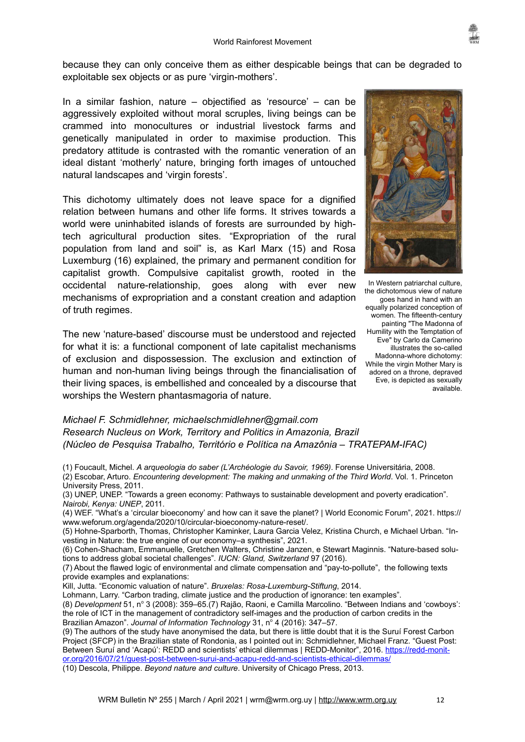because they can only conceive them as either despicable beings that can be degraded to exploitable sex objects or as pure 'virgin-mothers'.

In a similar fashion, nature – objectified as 'resource' – can be aggressively exploited without moral scruples, living beings can be crammed into monocultures or industrial livestock farms and genetically manipulated in order to maximise production. This predatory attitude is contrasted with the romantic veneration of an ideal distant 'motherly' nature, bringing forth images of untouched natural landscapes and 'virgin forests'.

This dichotomy ultimately does not leave space for a dignified relation between humans and other life forms. It strives towards a world were uninhabited islands of forests are surrounded by high-tech agricultural production sites. "Expropriation of the rural population from land and soil" is, as Karl Marx (15) and Rosa Luxemburg (16) explained, the primary and permanent condition for capitalist growth. Compulsive capitalist growth, rooted in the occidental nature-relationship, goes along with ever new mechanisms of expropriation and a constant creation and adaption of truth regimes.

In Western patriarchal culture, the dichotomous view of nature goes hand in hand with an equally polarized conception of women. The fifteenth-century painting "The Madonna of Humility with the Temptation of Eve" by Carlo da Camerino illustrates the so-called Madonna-whore dichotomy: While the virgin Mother Mary is adored on a throne, depraved Eve, is depicted as sexually available.

The new 'nature-based' discourse must be understood and rejected for what it is: a functional component of late capitalist mechanisms of exclusion and dispossession. The exclusion and extinction of human and non-human living beings through the financialisation of their living spaces, is embellished and concealed by a discourse that worships the Western phantasmagoria of nature.

*Michael F. Schmidlehner, michaelschmidlehner@gmail.com*
*Research Nucleus on Work, Territory and Politics in Amazonia, Brazil*
*(Núcleo de Pesquisa Trabalho, Território e Política na Amazônia – TRATEPAM-IFAC)*

(1) Foucault, Michel. *A arqueologia do saber (L'Archéologie du Savoir, 1969)*. Forense Universitária, 2008.
(2) Escobar, Arturo. *Encountering development: The making and unmaking of the Third World*. Vol. 1. Princeton University Press, 2011.
(3) UNEP, UNEP. "Towards a green economy: Pathways to sustainable development and poverty eradication". *Nairobi, Kenya: UNEP*, 2011.
(4) WEF. "What's a 'circular bioeconomy' and how can it save the planet? | World Economic Forum", 2021. https://www.weforum.org/agenda/2020/10/circular-bioeconomy-nature-reset/.
(5) Hohne-Sparborth, Thomas, Christopher Kaminker, Laura Garcia Velez, Kristina Church, e Michael Urban. "Investing in Nature: the true engine of our economy–a synthesis", 2021.
(6) Cohen-Shacham, Emmanuelle, Gretchen Walters, Christine Janzen, e Stewart Maginnis. "Nature-based solutions to address global societal challenges". *IUCN: Gland, Switzerland* 97 (2016).
(7) About the flawed logic of environmental and climate compensation and "pay-to-pollute", the following texts provide examples and explanations:
Kill, Jutta. "Economic valuation of nature". *Bruxelas: Rosa-Luxemburg-Stiftung*, 2014.
Lohmann, Larry. "Carbon trading, climate justice and the production of ignorance: ten examples".
(8) *Development* 51, nº 3 (2008): 359–65.(7) Rajão, Raoni, e Camilla Marcolino. "Between Indians and 'cowboys': the role of ICT in the management of contradictory self-images and the production of carbon credits in the Brazilian Amazon". *Journal of Information Technology* 31, nº 4 (2016): 347–57.
(9) The authors of the study have anonymised the data, but there is little doubt that it is the Suruí Forest Carbon Project (SFCP) in the Brazilian state of Rondonia, as I pointed out in: Schmidlehner, Michael Franz. "Guest Post: Between Suruí and 'Acapú': REDD and scientists' ethical dilemmas | REDD-Monitor", 2016. https://redd-monitor.org/2016/07/21/guest-post-between-surui-and-acapu-redd-and-scientists-ethical-dilemmas/
(10) Descola, Philippe. *Beyond nature and culture*. University of Chicago Press, 2013.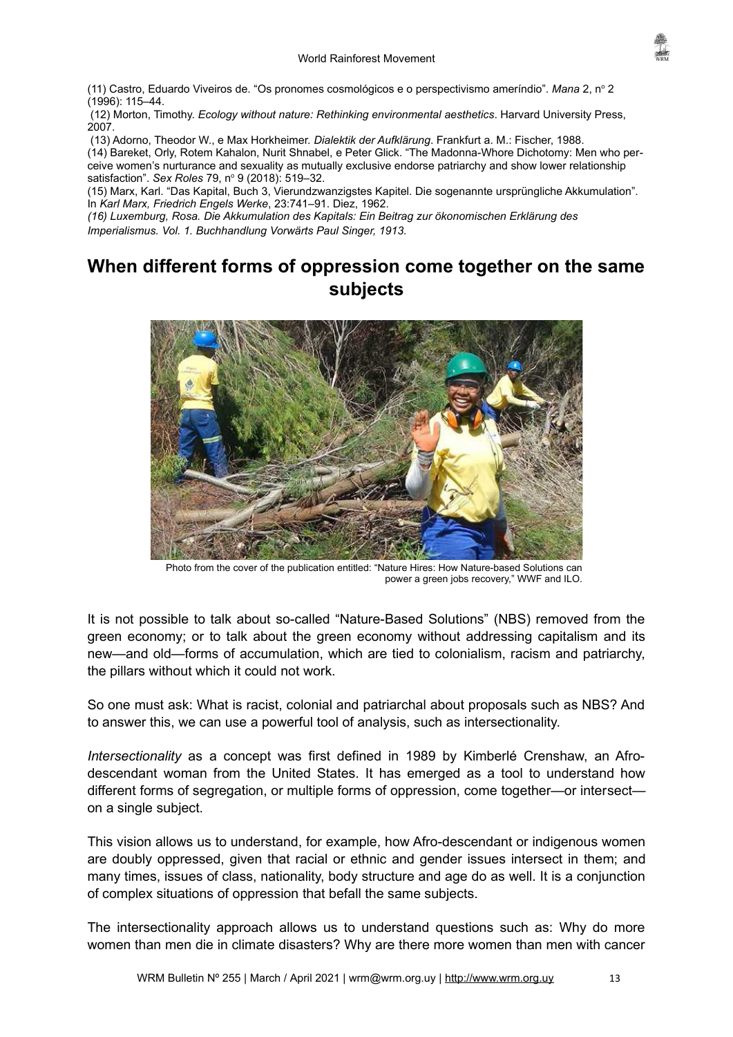(11) Castro, Eduardo Viveiros de. “Os pronomes cosmológicos e o perspectivismo ameríndio”. *Mana* 2, nº 2 (1996): 115–44.

(12) Morton, Timothy. *Ecology without nature: Rethinking environmental aesthetics*. Harvard University Press, 2007.

(13) Adorno, Theodor W., e Max Horkheimer. *Dialektik der Aufklärung*. Frankfurt a. M.: Fischer, 1988.

(14) Bareket, Orly, Rotem Kahalon, Nurit Shnabel, e Peter Glick. “The Madonna-Whore Dichotomy: Men who perceive women’s nurturance and sexuality as mutually exclusive endorse patriarchy and show lower relationship satisfaction”. *Sex Roles* 79, nº 9 (2018): 519–32.

(15) Marx, Karl. “Das Kapital, Buch 3, Vierundzwanzigstes Kapitel. Die sogenannte ursprüngliche Akkumulation”. In *Karl Marx, Friedrich Engels Werke*, 23:741–91. Diez, 1962.

*(16) Luxemburg, Rosa. Die Akkumulation des Kapitals: Ein Beitrag zur ökonomischen Erklärung des Imperialismus. Vol. 1. Buchhandlung Vorwärts Paul Singer, 1913.*

## When different forms of oppression come together on the same subjects

Photo from the cover of the publication entitled: “Nature Hires: How Nature-based Solutions can power a green jobs recovery,” WWF and ILO.

It is not possible to talk about so-called “Nature-Based Solutions” (NBS) removed from the green economy; or to talk about the green economy without addressing capitalism and its new—and old—forms of accumulation, which are tied to colonialism, racism and patriarchy, the pillars without which it could not work.

So one must ask: What is racist, colonial and patriarchal about proposals such as NBS? And to answer this, we can use a powerful tool of analysis, such as intersectionality.

*Intersectionality* as a concept was first defined in 1989 by Kimberlé Crenshaw, an Afro-descendant woman from the United States. It has emerged as a tool to understand how different forms of segregation, or multiple forms of oppression, come together—or intersect—on a single subject.

This vision allows us to understand, for example, how Afro-descendant or indigenous women are doubly oppressed, given that racial or ethnic and gender issues intersect in them; and many times, issues of class, nationality, body structure and age do as well. It is a conjunction of complex situations of oppression that befall the same subjects.

The intersectionality approach allows us to understand questions such as: Why do more women than men die in climate disasters? Why are there more women than men with cancer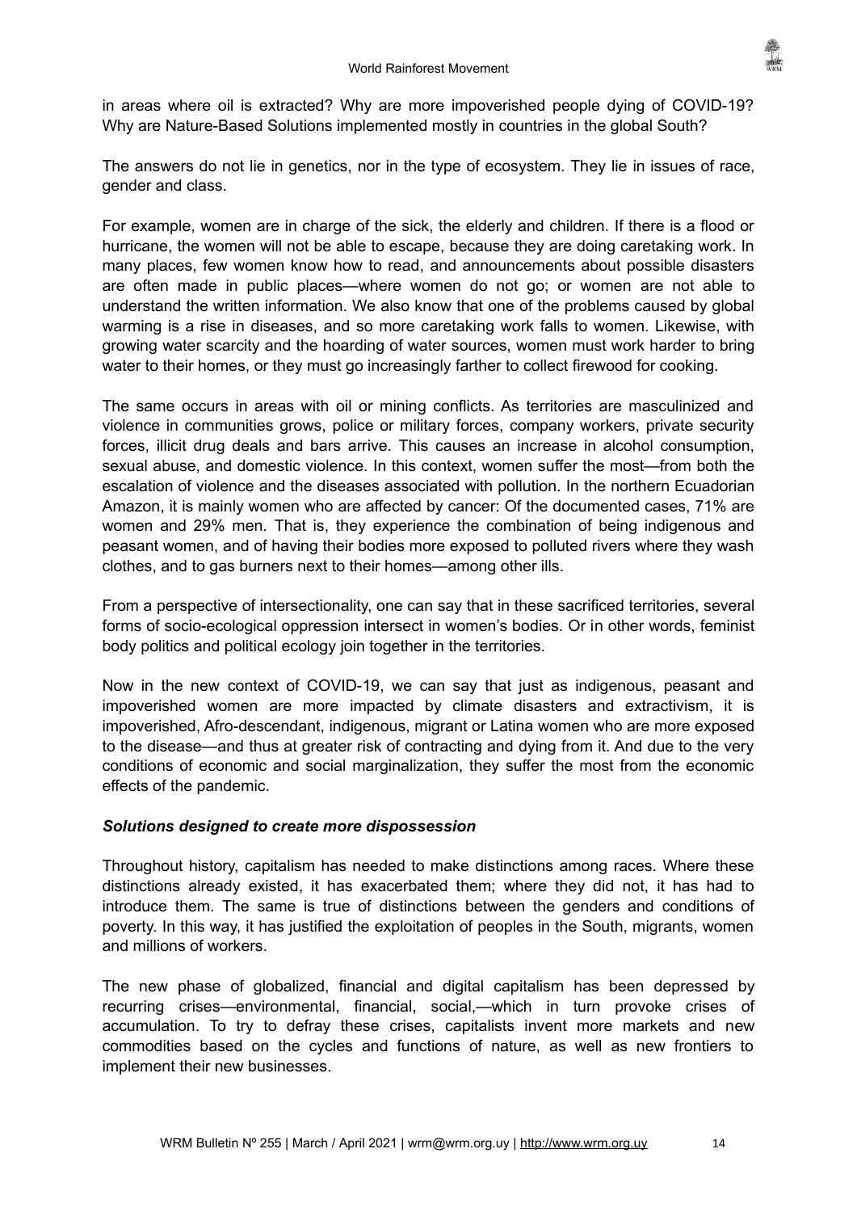in areas where oil is extracted? Why are more impoverished people dying of COVID-19? Why are Nature-Based Solutions implemented mostly in countries in the global South?

The answers do not lie in genetics, nor in the type of ecosystem. They lie in issues of race, gender and class.

For example, women are in charge of the sick, the elderly and children. If there is a flood or hurricane, the women will not be able to escape, because they are doing caretaking work. In many places, few women know how to read, and announcements about possible disasters are often made in public places—where women do not go; or women are not able to understand the written information. We also know that one of the problems caused by global warming is a rise in diseases, and so more caretaking work falls to women. Likewise, with growing water scarcity and the hoarding of water sources, women must work harder to bring water to their homes, or they must go increasingly farther to collect firewood for cooking.

The same occurs in areas with oil or mining conflicts. As territories are masculinized and violence in communities grows, police or military forces, company workers, private security forces, illicit drug deals and bars arrive. This causes an increase in alcohol consumption, sexual abuse, and domestic violence. In this context, women suffer the most—from both the escalation of violence and the diseases associated with pollution. In the northern Ecuadorian Amazon, it is mainly women who are affected by cancer: Of the documented cases, 71% are women and 29% men. That is, they experience the combination of being indigenous and peasant women, and of having their bodies more exposed to polluted rivers where they wash clothes, and to gas burners next to their homes—among other ills.

From a perspective of intersectionality, one can say that in these sacrificed territories, several forms of socio-ecological oppression intersect in women's bodies. Or in other words, feminist body politics and political ecology join together in the territories.

Now in the new context of COVID-19, we can say that just as indigenous, peasant and impoverished women are more impacted by climate disasters and extractivism, it is impoverished, Afro-descendant, indigenous, migrant or Latina women who are more exposed to the disease—and thus at greater risk of contracting and dying from it. And due to the very conditions of economic and social marginalization, they suffer the most from the economic effects of the pandemic.

### *Solutions designed to create more dispossession*

Throughout history, capitalism has needed to make distinctions among races. Where these distinctions already existed, it has exacerbated them; where they did not, it has had to introduce them. The same is true of distinctions between the genders and conditions of poverty. In this way, it has justified the exploitation of peoples in the South, migrants, women and millions of workers.

The new phase of globalized, financial and digital capitalism has been depressed by recurring crises—environmental, financial, social,—which in turn provoke crises of accumulation. To try to defray these crises, capitalists invent more markets and new commodities based on the cycles and functions of nature, as well as new frontiers to implement their new businesses.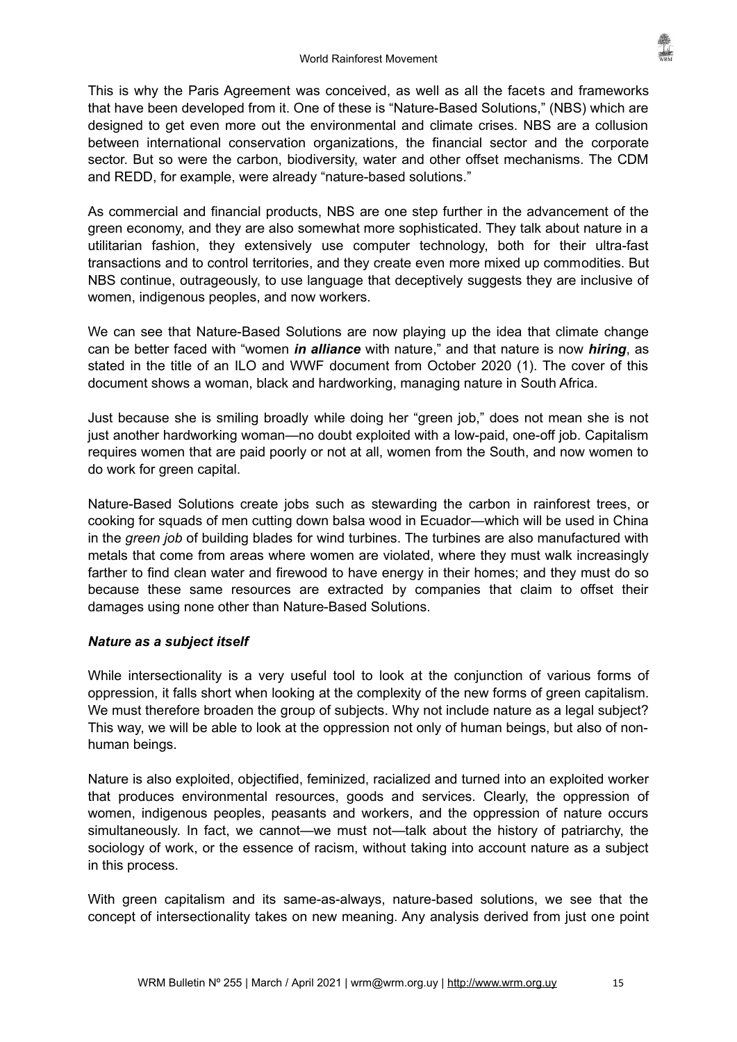This is why the Paris Agreement was conceived, as well as all the facets and frameworks that have been developed from it. One of these is "Nature-Based Solutions," (NBS) which are designed to get even more out the environmental and climate crises. NBS are a collusion between international conservation organizations, the financial sector and the corporate sector. But so were the carbon, biodiversity, water and other offset mechanisms. The CDM and REDD, for example, were already "nature-based solutions."

As commercial and financial products, NBS are one step further in the advancement of the green economy, and they are also somewhat more sophisticated. They talk about nature in a utilitarian fashion, they extensively use computer technology, both for their ultra-fast transactions and to control territories, and they create even more mixed up commodities. But NBS continue, outrageously, to use language that deceptively suggests they are inclusive of women, indigenous peoples, and now workers.

We can see that Nature-Based Solutions are now playing up the idea that climate change can be better faced with "women ***in alliance*** with nature," and that nature is now ***hiring***, as stated in the title of an ILO and WWF document from October 2020 (1). The cover of this document shows a woman, black and hardworking, managing nature in South Africa.

Just because she is smiling broadly while doing her "green job," does not mean she is not just another hardworking woman—no doubt exploited with a low-paid, one-off job. Capitalism requires women that are paid poorly or not at all, women from the South, and now women to do work for green capital.

Nature-Based Solutions create jobs such as stewarding the carbon in rainforest trees, or cooking for squads of men cutting down balsa wood in Ecuador—which will be used in China in the *green job* of building blades for wind turbines. The turbines are also manufactured with metals that come from areas where women are violated, where they must walk increasingly farther to find clean water and firewood to have energy in their homes; and they must do so because these same resources are extracted by companies that claim to offset their damages using none other than Nature-Based Solutions.

### *Nature as a subject itself*

While intersectionality is a very useful tool to look at the conjunction of various forms of oppression, it falls short when looking at the complexity of the new forms of green capitalism. We must therefore broaden the group of subjects. Why not include nature as a legal subject? This way, we will be able to look at the oppression not only of human beings, but also of non-human beings.

Nature is also exploited, objectified, feminized, racialized and turned into an exploited worker that produces environmental resources, goods and services. Clearly, the oppression of women, indigenous peoples, peasants and workers, and the oppression of nature occurs simultaneously. In fact, we cannot—we must not—talk about the history of patriarchy, the sociology of work, or the essence of racism, without taking into account nature as a subject in this process.

With green capitalism and its same-as-always, nature-based solutions, we see that the concept of intersectionality takes on new meaning. Any analysis derived from just one point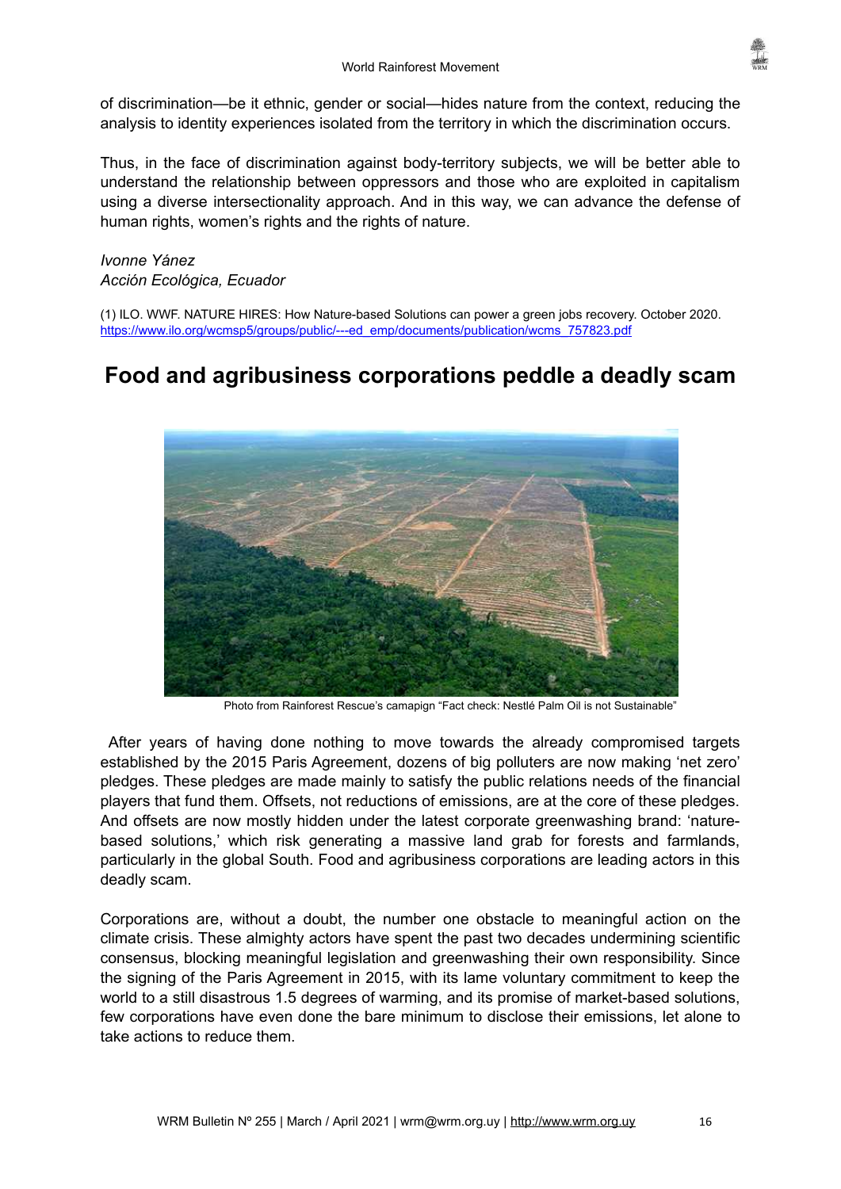of discrimination—be it ethnic, gender or social—hides nature from the context, reducing the analysis to identity experiences isolated from the territory in which the discrimination occurs.

Thus, in the face of discrimination against body-territory subjects, we will be better able to understand the relationship between oppressors and those who are exploited in capitalism using a diverse intersectionality approach. And in this way, we can advance the defense of human rights, women's rights and the rights of nature.

*Ivonne Yánez*
*Acción Ecológica, Ecuador*

(1) ILO. WWF. NATURE HIRES: How Nature-based Solutions can power a green jobs recovery. October 2020. https://www.ilo.org/wcmsp5/groups/public/---ed_emp/documents/publication/wcms_757823.pdf

# Food and agribusiness corporations peddle a deadly scam

Photo from Rainforest Rescue's camapign "Fact check: Nestlé Palm Oil is not Sustainable"

After years of having done nothing to move towards the already compromised targets established by the 2015 Paris Agreement, dozens of big polluters are now making 'net zero' pledges. These pledges are made mainly to satisfy the public relations needs of the financial players that fund them. Offsets, not reductions of emissions, are at the core of these pledges. And offsets are now mostly hidden under the latest corporate greenwashing brand: 'nature-based solutions,' which risk generating a massive land grab for forests and farmlands, particularly in the global South. Food and agribusiness corporations are leading actors in this deadly scam.

Corporations are, without a doubt, the number one obstacle to meaningful action on the climate crisis. These almighty actors have spent the past two decades undermining scientific consensus, blocking meaningful legislation and greenwashing their own responsibility. Since the signing of the Paris Agreement in 2015, with its lame voluntary commitment to keep the world to a still disastrous 1.5 degrees of warming, and its promise of market-based solutions, few corporations have even done the bare minimum to disclose their emissions, let alone to take actions to reduce them.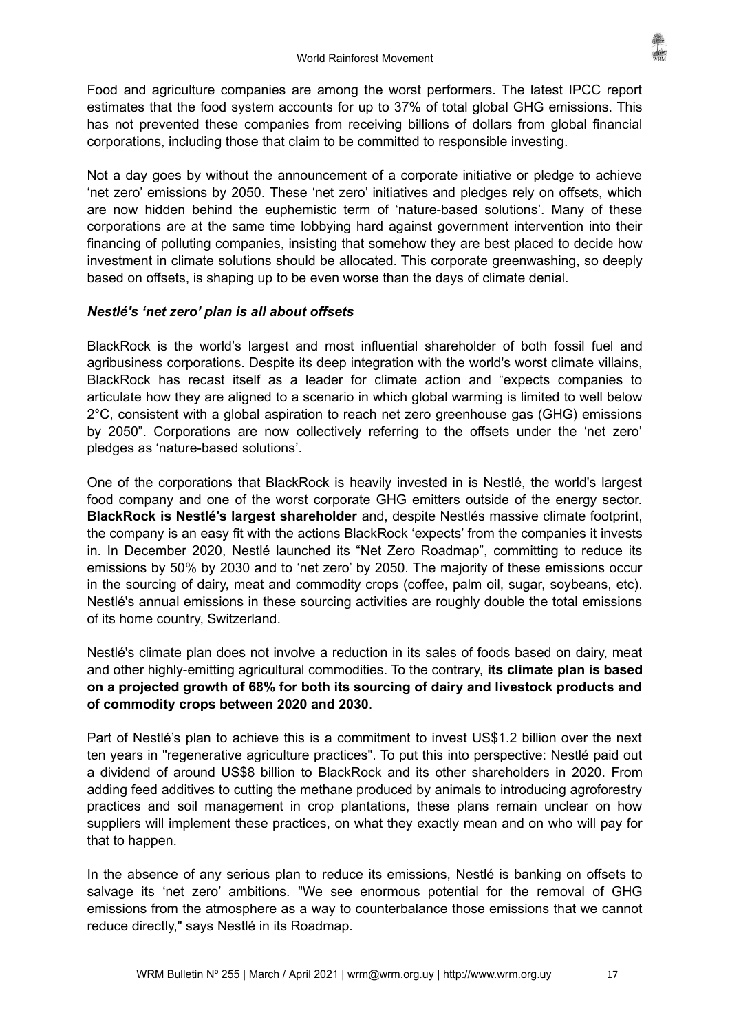Food and agriculture companies are among the worst performers. The latest IPCC report estimates that the food system accounts for up to 37% of total global GHG emissions. This has not prevented these companies from receiving billions of dollars from global financial corporations, including those that claim to be committed to responsible investing.

Not a day goes by without the announcement of a corporate initiative or pledge to achieve 'net zero' emissions by 2050. These 'net zero' initiatives and pledges rely on offsets, which are now hidden behind the euphemistic term of 'nature-based solutions'. Many of these corporations are at the same time lobbying hard against government intervention into their financing of polluting companies, insisting that somehow they are best placed to decide how investment in climate solutions should be allocated. This corporate greenwashing, so deeply based on offsets, is shaping up to be even worse than the days of climate denial.

### ***Nestlé's 'net zero' plan is all about offsets***

BlackRock is the world's largest and most influential shareholder of both fossil fuel and agribusiness corporations. Despite its deep integration with the world's worst climate villains, BlackRock has recast itself as a leader for climate action and "expects companies to articulate how they are aligned to a scenario in which global warming is limited to well below 2°C, consistent with a global aspiration to reach net zero greenhouse gas (GHG) emissions by 2050". Corporations are now collectively referring to the offsets under the 'net zero' pledges as 'nature-based solutions'.

One of the corporations that BlackRock is heavily invested in is Nestlé, the world's largest food company and one of the worst corporate GHG emitters outside of the energy sector. **BlackRock is Nestlé's largest shareholder** and, despite Nestlés massive climate footprint, the company is an easy fit with the actions BlackRock 'expects' from the companies it invests in. In December 2020, Nestlé launched its "Net Zero Roadmap", committing to reduce its emissions by 50% by 2030 and to 'net zero' by 2050. The majority of these emissions occur in the sourcing of dairy, meat and commodity crops (coffee, palm oil, sugar, soybeans, etc). Nestlé's annual emissions in these sourcing activities are roughly double the total emissions of its home country, Switzerland.

Nestlé's climate plan does not involve a reduction in its sales of foods based on dairy, meat and other highly-emitting agricultural commodities. To the contrary, **its climate plan is based on a projected growth of 68% for both its sourcing of dairy and livestock products and of commodity crops between 2020 and 2030**.

Part of Nestlé's plan to achieve this is a commitment to invest US$1.2 billion over the next ten years in "regenerative agriculture practices". To put this into perspective: Nestlé paid out a dividend of around US$8 billion to BlackRock and its other shareholders in 2020. From adding feed additives to cutting the methane produced by animals to introducing agroforestry practices and soil management in crop plantations, these plans remain unclear on how suppliers will implement these practices, on what they exactly mean and on who will pay for that to happen.

In the absence of any serious plan to reduce its emissions, Nestlé is banking on offsets to salvage its 'net zero' ambitions. "We see enormous potential for the removal of GHG emissions from the atmosphere as a way to counterbalance those emissions that we cannot reduce directly," says Nestlé in its Roadmap.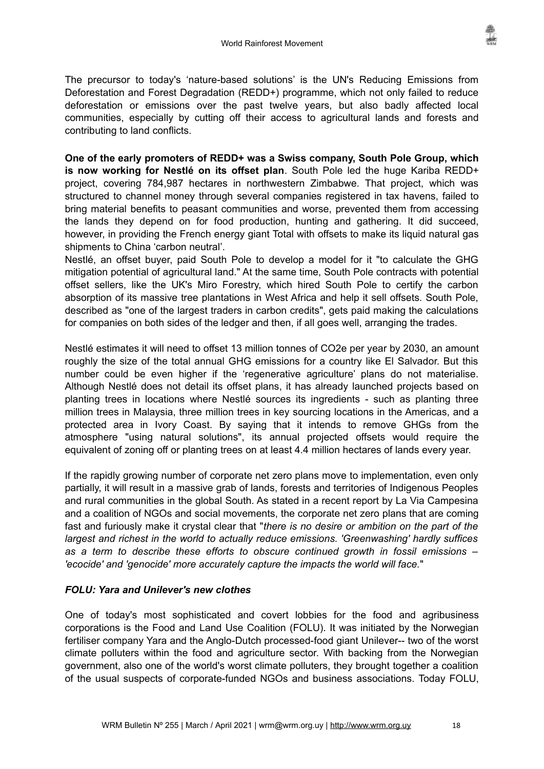The precursor to today's 'nature-based solutions' is the UN's Reducing Emissions from Deforestation and Forest Degradation (REDD+) programme, which not only failed to reduce deforestation or emissions over the past twelve years, but also badly affected local communities, especially by cutting off their access to agricultural lands and forests and contributing to land conflicts.

**One of the early promoters of REDD+ was a Swiss company, South Pole Group, which is now working for Nestlé on its offset plan**. South Pole led the huge Kariba REDD+ project, covering 784,987 hectares in northwestern Zimbabwe. That project, which was structured to channel money through several companies registered in tax havens, failed to bring material benefits to peasant communities and worse, prevented them from accessing the lands they depend on for food production, hunting and gathering. It did succeed, however, in providing the French energy giant Total with offsets to make its liquid natural gas shipments to China 'carbon neutral'.

Nestlé, an offset buyer, paid South Pole to develop a model for it "to calculate the GHG mitigation potential of agricultural land." At the same time, South Pole contracts with potential offset sellers, like the UK's Miro Forestry, which hired South Pole to certify the carbon absorption of its massive tree plantations in West Africa and help it sell offsets. South Pole, described as "one of the largest traders in carbon credits", gets paid making the calculations for companies on both sides of the ledger and then, if all goes well, arranging the trades.

Nestlé estimates it will need to offset 13 million tonnes of $CO_2e$ per year by 2030, an amount roughly the size of the total annual GHG emissions for a country like El Salvador. But this number could be even higher if the 'regenerative agriculture' plans do not materialise. Although Nestlé does not detail its offset plans, it has already launched projects based on planting trees in locations where Nestlé sources its ingredients - such as planting three million trees in Malaysia, three million trees in key sourcing locations in the Americas, and a protected area in Ivory Coast. By saying that it intends to remove GHGs from the atmosphere "using natural solutions", its annual projected offsets would require the equivalent of zoning off or planting trees on at least 4.4 million hectares of lands every year.

If the rapidly growing number of corporate net zero plans move to implementation, even only partially, it will result in a massive grab of lands, forests and territories of Indigenous Peoples and rural communities in the global South. As stated in a recent report by La Via Campesina and a coalition of NGOs and social movements, the corporate net zero plans that are coming fast and furiously make it crystal clear that "*there is no desire or ambition on the part of the largest and richest in the world to actually reduce emissions. 'Greenwashing' hardly suffices as a term to describe these efforts to obscure continued growth in fossil emissions – 'ecocide' and 'genocide' more accurately capture the impacts the world will face.*"

### *FOLU: Yara and Unilever's new clothes*

One of today's most sophisticated and covert lobbies for the food and agribusiness corporations is the Food and Land Use Coalition (FOLU). It was initiated by the Norwegian fertiliser company Yara and the Anglo-Dutch processed-food giant Unilever-- two of the worst climate polluters within the food and agriculture sector. With backing from the Norwegian government, also one of the world's worst climate polluters, they brought together a coalition of the usual suspects of corporate-funded NGOs and business associations. Today FOLU,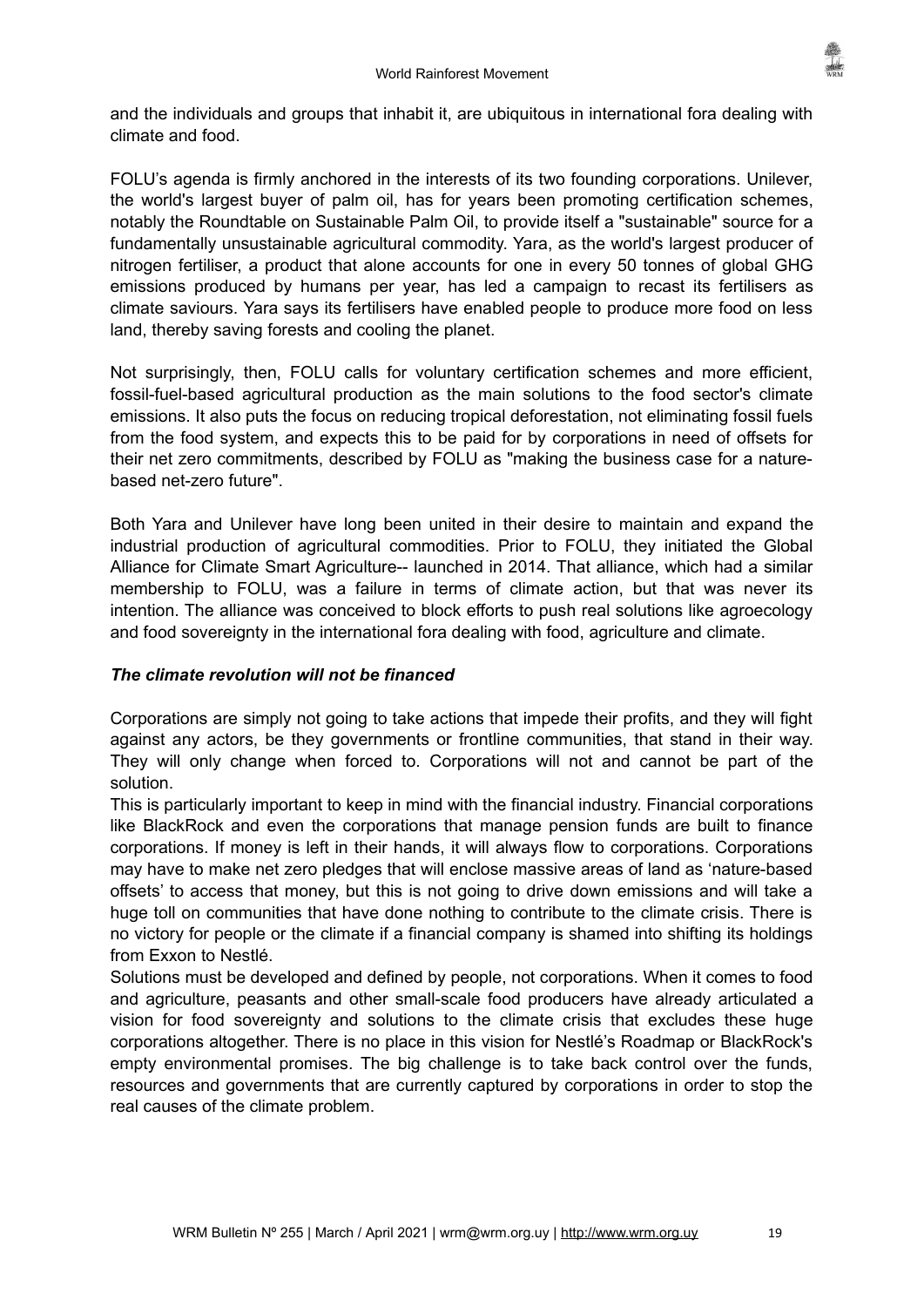and the individuals and groups that inhabit it, are ubiquitous in international fora dealing with climate and food.

FOLU's agenda is firmly anchored in the interests of its two founding corporations. Unilever, the world's largest buyer of palm oil, has for years been promoting certification schemes, notably the Roundtable on Sustainable Palm Oil, to provide itself a "sustainable" source for a fundamentally unsustainable agricultural commodity. Yara, as the world's largest producer of nitrogen fertiliser, a product that alone accounts for one in every 50 tonnes of global GHG emissions produced by humans per year, has led a campaign to recast its fertilisers as climate saviours. Yara says its fertilisers have enabled people to produce more food on less land, thereby saving forests and cooling the planet.

Not surprisingly, then, FOLU calls for voluntary certification schemes and more efficient, fossil-fuel-based agricultural production as the main solutions to the food sector's climate emissions. It also puts the focus on reducing tropical deforestation, not eliminating fossil fuels from the food system, and expects this to be paid for by corporations in need of offsets for their net zero commitments, described by FOLU as "making the business case for a nature-based net-zero future".

Both Yara and Unilever have long been united in their desire to maintain and expand the industrial production of agricultural commodities. Prior to FOLU, they initiated the Global Alliance for Climate Smart Agriculture-- launched in 2014. That alliance, which had a similar membership to FOLU, was a failure in terms of climate action, but that was never its intention. The alliance was conceived to block efforts to push real solutions like agroecology and food sovereignty in the international fora dealing with food, agriculture and climate.

***The climate revolution will not be financed***

Corporations are simply not going to take actions that impede their profits, and they will fight against any actors, be they governments or frontline communities, that stand in their way. They will only change when forced to. Corporations will not and cannot be part of the solution.

This is particularly important to keep in mind with the financial industry. Financial corporations like BlackRock and even the corporations that manage pension funds are built to finance corporations. If money is left in their hands, it will always flow to corporations. Corporations may have to make net zero pledges that will enclose massive areas of land as 'nature-based offsets' to access that money, but this is not going to drive down emissions and will take a huge toll on communities that have done nothing to contribute to the climate crisis. There is no victory for people or the climate if a financial company is shamed into shifting its holdings from Exxon to Nestlé.

Solutions must be developed and defined by people, not corporations. When it comes to food and agriculture, peasants and other small-scale food producers have already articulated a vision for food sovereignty and solutions to the climate crisis that excludes these huge corporations altogether. There is no place in this vision for Nestlé's Roadmap or BlackRock's empty environmental promises. The big challenge is to take back control over the funds, resources and governments that are currently captured by corporations in order to stop the real causes of the climate problem.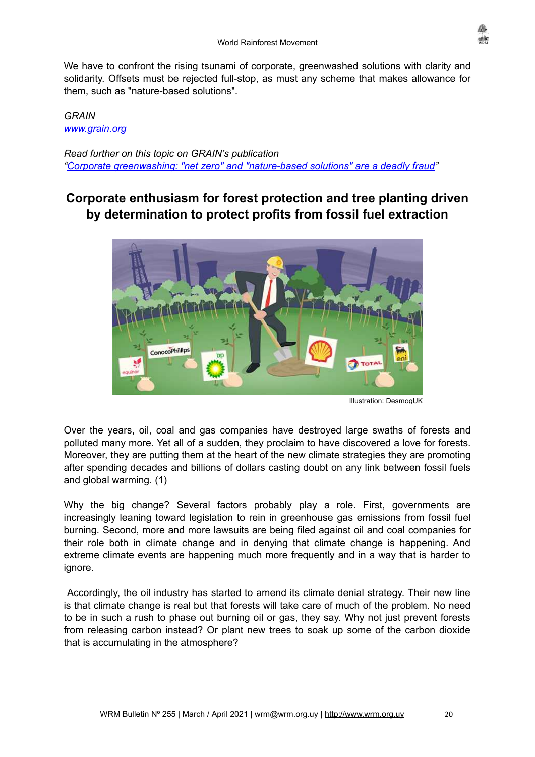We have to confront the rising tsunami of corporate, greenwashed solutions with clarity and solidarity. Offsets must be rejected full-stop, as must any scheme that makes allowance for them, such as "nature-based solutions".

*GRAIN*
*[www.grain.org](http://www.grain.org)*

*Read further on this topic on GRAIN's publication*
*"[Corporate greenwashing: "net zero" and "nature-based solutions" are a deadly fraud](#)"*

## Corporate enthusiasm for forest protection and tree planting driven by determination to protect profits from fossil fuel extraction

Illustration: DesmogUK

Over the years, oil, coal and gas companies have destroyed large swaths of forests and polluted many more. Yet all of a sudden, they proclaim to have discovered a love for forests. Moreover, they are putting them at the heart of the new climate strategies they are promoting after spending decades and billions of dollars casting doubt on any link between fossil fuels and global warming. (1)

Why the big change? Several factors probably play a role. First, governments are increasingly leaning toward legislation to rein in greenhouse gas emissions from fossil fuel burning. Second, more and more lawsuits are being filed against oil and coal companies for their role both in climate change and in denying that climate change is happening. And extreme climate events are happening much more frequently and in a way that is harder to ignore.

Accordingly, the oil industry has started to amend its climate denial strategy. Their new line is that climate change is real but that forests will take care of much of the problem. No need to be in such a rush to phase out burning oil or gas, they say. Why not just prevent forests from releasing carbon instead? Or plant new trees to soak up some of the carbon dioxide that is accumulating in the atmosphere?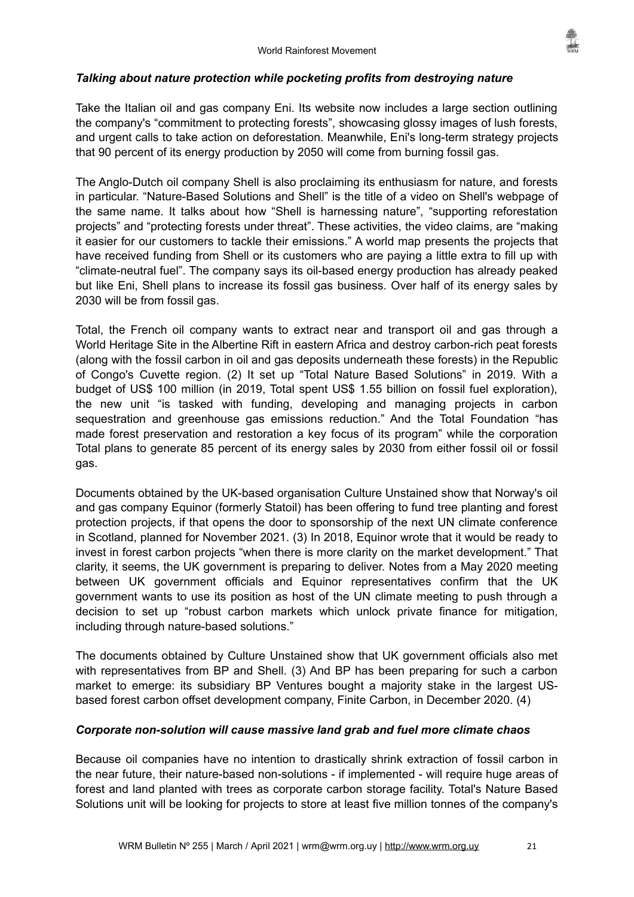### *Talking about nature protection while pocketing profits from destroying nature*

Take the Italian oil and gas company Eni. Its website now includes a large section outlining the company's "commitment to protecting forests", showcasing glossy images of lush forests, and urgent calls to take action on deforestation. Meanwhile, Eni's long-term strategy projects that 90 percent of its energy production by 2050 will come from burning fossil gas.

The Anglo-Dutch oil company Shell is also proclaiming its enthusiasm for nature, and forests in particular. "Nature-Based Solutions and Shell" is the title of a video on Shell's webpage of the same name. It talks about how "Shell is harnessing nature", "supporting reforestation projects" and "protecting forests under threat". These activities, the video claims, are "making it easier for our customers to tackle their emissions." A world map presents the projects that have received funding from Shell or its customers who are paying a little extra to fill up with "climate-neutral fuel". The company says its oil-based energy production has already peaked but like Eni, Shell plans to increase its fossil gas business. Over half of its energy sales by 2030 will be from fossil gas.

Total, the French oil company wants to extract near and transport oil and gas through a World Heritage Site in the Albertine Rift in eastern Africa and destroy carbon-rich peat forests (along with the fossil carbon in oil and gas deposits underneath these forests) in the Republic of Congo's Cuvette region. (2) It set up "Total Nature Based Solutions" in 2019. With a budget of US$ 100 million (in 2019, Total spent US$ 1.55 billion on fossil fuel exploration), the new unit "is tasked with funding, developing and managing projects in carbon sequestration and greenhouse gas emissions reduction." And the Total Foundation "has made forest preservation and restoration a key focus of its program" while the corporation Total plans to generate 85 percent of its energy sales by 2030 from either fossil oil or fossil gas.

Documents obtained by the UK-based organisation Culture Unstained show that Norway's oil and gas company Equinor (formerly Statoil) has been offering to fund tree planting and forest protection projects, if that opens the door to sponsorship of the next UN climate conference in Scotland, planned for November 2021. (3) In 2018, Equinor wrote that it would be ready to invest in forest carbon projects "when there is more clarity on the market development." That clarity, it seems, the UK government is preparing to deliver. Notes from a May 2020 meeting between UK government officials and Equinor representatives confirm that the UK government wants to use its position as host of the UN climate meeting to push through a decision to set up "robust carbon markets which unlock private finance for mitigation, including through nature-based solutions."

The documents obtained by Culture Unstained show that UK government officials also met with representatives from BP and Shell. (3) And BP has been preparing for such a carbon market to emerge: its subsidiary BP Ventures bought a majority stake in the largest US-based forest carbon offset development company, Finite Carbon, in December 2020. (4)

### *Corporate non-solution will cause massive land grab and fuel more climate chaos*

Because oil companies have no intention to drastically shrink extraction of fossil carbon in the near future, their nature-based non-solutions - if implemented - will require huge areas of forest and land planted with trees as corporate carbon storage facility. Total's Nature Based Solutions unit will be looking for projects to store at least five million tonnes of the company's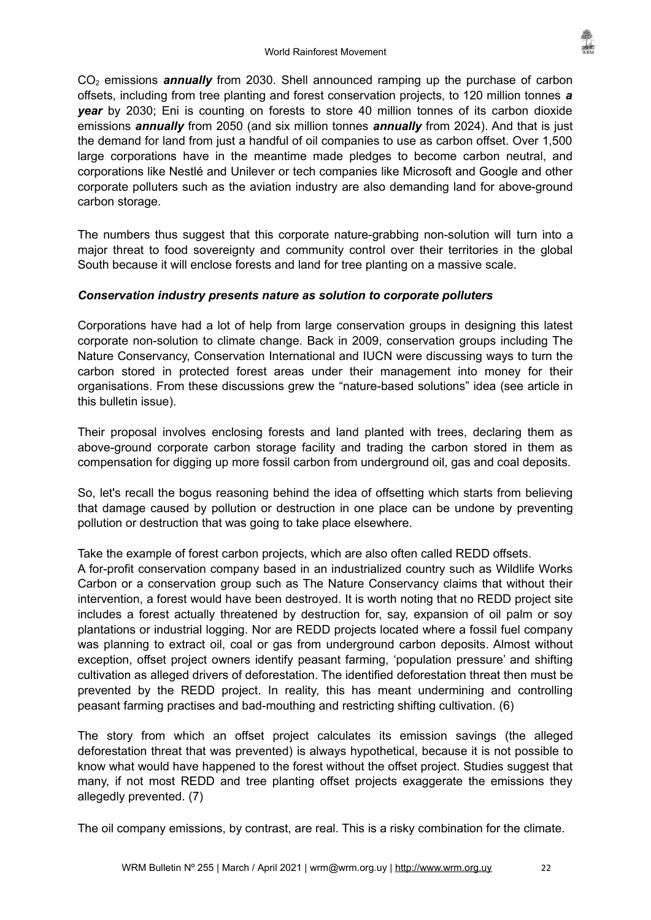$CO_2$ emissions ***annually*** from 2030. Shell announced ramping up the purchase of carbon offsets, including from tree planting and forest conservation projects, to 120 million tonnes ***a year*** by 2030; Eni is counting on forests to store 40 million tonnes of its carbon dioxide emissions ***annually*** from 2050 (and six million tonnes ***annually*** from 2024). And that is just the demand for land from just a handful of oil companies to use as carbon offset. Over 1,500 large corporations have in the meantime made pledges to become carbon neutral, and corporations like Nestlé and Unilever or tech companies like Microsoft and Google and other corporate polluters such as the aviation industry are also demanding land for above-ground carbon storage.

The numbers thus suggest that this corporate nature-grabbing non-solution will turn into a major threat to food sovereignty and community control over their territories in the global South because it will enclose forests and land for tree planting on a massive scale.

### *Conservation industry presents nature as solution to corporate polluters*

Corporations have had a lot of help from large conservation groups in designing this latest corporate non-solution to climate change. Back in 2009, conservation groups including The Nature Conservancy, Conservation International and IUCN were discussing ways to turn the carbon stored in protected forest areas under their management into money for their organisations. From these discussions grew the "nature-based solutions" idea (see article in this bulletin issue).

Their proposal involves enclosing forests and land planted with trees, declaring them as above-ground corporate carbon storage facility and trading the carbon stored in them as compensation for digging up more fossil carbon from underground oil, gas and coal deposits.

So, let's recall the bogus reasoning behind the idea of offsetting which starts from believing that damage caused by pollution or destruction in one place can be undone by preventing pollution or destruction that was going to take place elsewhere.

Take the example of forest carbon projects, which are also often called REDD offsets.
A for-profit conservation company based in an industrialized country such as Wildlife Works Carbon or a conservation group such as The Nature Conservancy claims that without their intervention, a forest would have been destroyed. It is worth noting that no REDD project site includes a forest actually threatened by destruction for, say, expansion of oil palm or soy plantations or industrial logging. Nor are REDD projects located where a fossil fuel company was planning to extract oil, coal or gas from underground carbon deposits. Almost without exception, offset project owners identify peasant farming, 'population pressure' and shifting cultivation as alleged drivers of deforestation. The identified deforestation threat then must be prevented by the REDD project. In reality, this has meant undermining and controlling peasant farming practises and bad-mouthing and restricting shifting cultivation. (6)

The story from which an offset project calculates its emission savings (the alleged deforestation threat that was prevented) is always hypothetical, because it is not possible to know what would have happened to the forest without the offset project. Studies suggest that many, if not most REDD and tree planting offset projects exaggerate the emissions they allegedly prevented. (7)

The oil company emissions, by contrast, are real. This is a risky combination for the climate.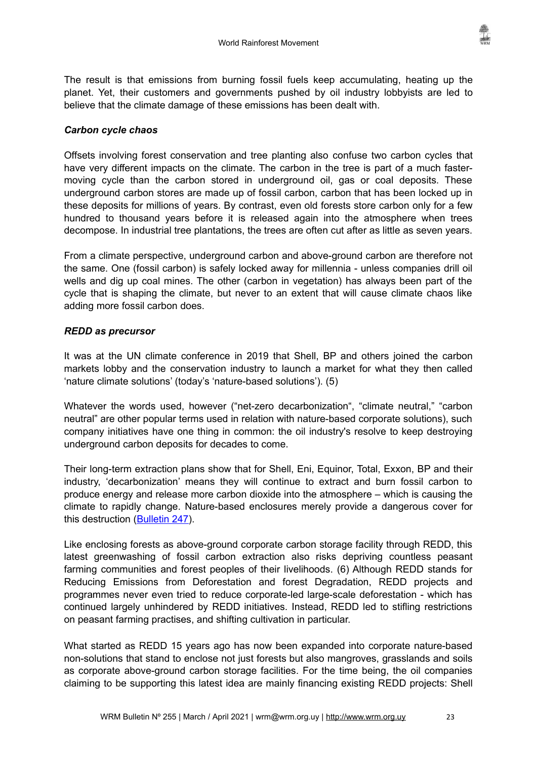The result is that emissions from burning fossil fuels keep accumulating, heating up the planet. Yet, their customers and governments pushed by oil industry lobbyists are led to believe that the climate damage of these emissions has been dealt with.

***Carbon cycle chaos***

Offsets involving forest conservation and tree planting also confuse two carbon cycles that have very different impacts on the climate. The carbon in the tree is part of a much faster-moving cycle than the carbon stored in underground oil, gas or coal deposits. These underground carbon stores are made up of fossil carbon, carbon that has been locked up in these deposits for millions of years. By contrast, even old forests store carbon only for a few hundred to thousand years before it is released again into the atmosphere when trees decompose. In industrial tree plantations, the trees are often cut after as little as seven years.

From a climate perspective, underground carbon and above-ground carbon are therefore not the same. One (fossil carbon) is safely locked away for millennia - unless companies drill oil wells and dig up coal mines. The other (carbon in vegetation) has always been part of the cycle that is shaping the climate, but never to an extent that will cause climate chaos like adding more fossil carbon does.

***REDD as precursor***

It was at the UN climate conference in 2019 that Shell, BP and others joined the carbon markets lobby and the conservation industry to launch a market for what they then called 'nature climate solutions' (today's 'nature-based solutions'). (5)

Whatever the words used, however ("net-zero decarbonization", "climate neutral," "carbon neutral" are other popular terms used in relation with nature-based corporate solutions), such company initiatives have one thing in common: the oil industry's resolve to keep destroying underground carbon deposits for decades to come.

Their long-term extraction plans show that for Shell, Eni, Equinor, Total, Exxon, BP and their industry, 'decarbonization' means they will continue to extract and burn fossil carbon to produce energy and release more carbon dioxide into the atmosphere – which is causing the climate to rapidly change. Nature-based enclosures merely provide a dangerous cover for this destruction (Bulletin 247).

Like enclosing forests as above-ground corporate carbon storage facility through REDD, this latest greenwashing of fossil carbon extraction also risks depriving countless peasant farming communities and forest peoples of their livelihoods. (6) Although REDD stands for Reducing Emissions from Deforestation and forest Degradation, REDD projects and programmes never even tried to reduce corporate-led large-scale deforestation - which has continued largely unhindered by REDD initiatives. Instead, REDD led to stifling restrictions on peasant farming practises, and shifting cultivation in particular.

What started as REDD 15 years ago has now been expanded into corporate nature-based non-solutions that stand to enclose not just forests but also mangroves, grasslands and soils as corporate above-ground carbon storage facilities. For the time being, the oil companies claiming to be supporting this latest idea are mainly financing existing REDD projects: Shell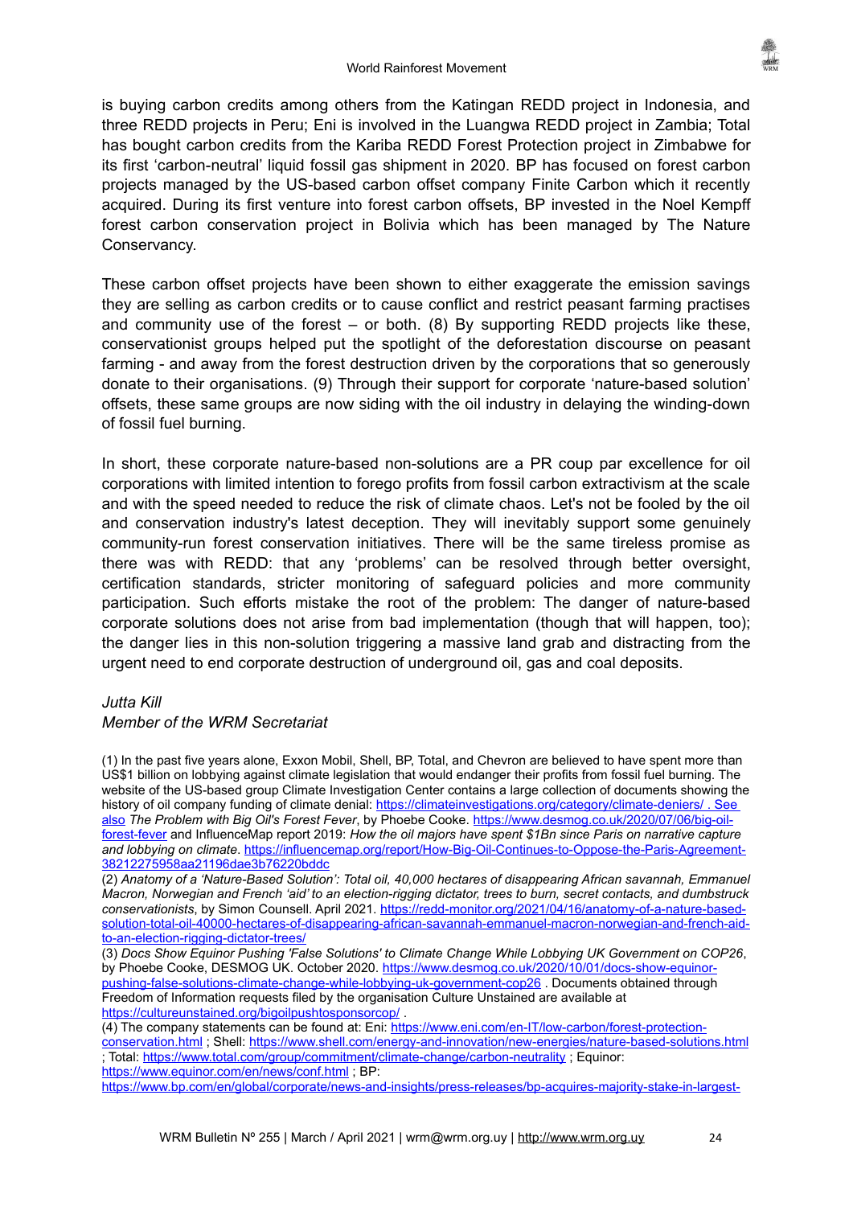is buying carbon credits among others from the Katingan REDD project in Indonesia, and three REDD projects in Peru; Eni is involved in the Luangwa REDD project in Zambia; Total has bought carbon credits from the Kariba REDD Forest Protection project in Zimbabwe for its first 'carbon-neutral' liquid fossil gas shipment in 2020. BP has focused on forest carbon projects managed by the US-based carbon offset company Finite Carbon which it recently acquired. During its first venture into forest carbon offsets, BP invested in the Noel Kempff forest carbon conservation project in Bolivia which has been managed by The Nature Conservancy.

These carbon offset projects have been shown to either exaggerate the emission savings they are selling as carbon credits or to cause conflict and restrict peasant farming practises and community use of the forest – or both. (8) By supporting REDD projects like these, conservationist groups helped put the spotlight of the deforestation discourse on peasant farming - and away from the forest destruction driven by the corporations that so generously donate to their organisations. (9) Through their support for corporate 'nature-based solution' offsets, these same groups are now siding with the oil industry in delaying the winding-down of fossil fuel burning.

In short, these corporate nature-based non-solutions are a PR coup par excellence for oil corporations with limited intention to forego profits from fossil carbon extractivism at the scale and with the speed needed to reduce the risk of climate chaos. Let's not be fooled by the oil and conservation industry's latest deception. They will inevitably support some genuinely community-run forest conservation initiatives. There will be the same tireless promise as there was with REDD: that any 'problems' can be resolved through better oversight, certification standards, stricter monitoring of safeguard policies and more community participation. Such efforts mistake the root of the problem: The danger of nature-based corporate solutions does not arise from bad implementation (though that will happen, too); the danger lies in this non-solution triggering a massive land grab and distracting from the urgent need to end corporate destruction of underground oil, gas and coal deposits.

*Jutta Kill*
*Member of the WRM Secretariat*

(1) In the past five years alone, Exxon Mobil, Shell, BP, Total, and Chevron are believed to have spent more than US$1 billion on lobbying against climate legislation that would endanger their profits from fossil fuel burning. The website of the US-based group Climate Investigation Center contains a large collection of documents showing the history of oil company funding of climate denial: https://climateinvestigations.org/category/climate-deniers/ . See also *The Problem with Big Oil's Forest Fever*, by Phoebe Cooke. https://www.desmog.co.uk/2020/07/06/big-oil-forest-fever and InfluenceMap report 2019: *How the oil majors have spent $1Bn since Paris on narrative capture and lobbying on climate*. https://influencemap.org/report/How-Big-Oil-Continues-to-Oppose-the-Paris-Agreement-38212275958aa21196dae3b76220bddc

(2) *Anatomy of a 'Nature-Based Solution': Total oil, 40,000 hectares of disappearing African savannah, Emmanuel Macron, Norwegian and French 'aid' to an election-rigging dictator, trees to burn, secret contacts, and dumbstruck conservationists*, by Simon Counsell. April 2021. https://redd-monitor.org/2021/04/16/anatomy-of-a-nature-based-solution-total-oil-40000-hectares-of-disappearing-african-savannah-emmanuel-macron-norwegian-and-french-aid-to-an-election-rigging-dictator-trees/

(3) *Docs Show Equinor Pushing 'False Solutions' to Climate Change While Lobbying UK Government on COP26*, by Phoebe Cooke, DESMOG UK. October 2020. https://www.desmog.co.uk/2020/10/01/docs-show-equinor-pushing-false-solutions-climate-change-while-lobbying-uk-government-cop26 . Documents obtained through Freedom of Information requests filed by the organisation Culture Unstained are available at https://cultureunstained.org/bigoilpushtosponsorcop/ .

(4) The company statements can be found at: Eni: https://www.eni.com/en-IT/low-carbon/forest-protection-conservation.html ; Shell: https://www.shell.com/energy-and-innovation/new-energies/nature-based-solutions.html ; Total: https://www.total.com/group/commitment/climate-change/carbon-neutrality ; Equinor: https://www.equinor.com/en/news/conf.html ; BP: https://www.bp.com/en/global/corporate/news-and-insights/press-releases/bp-acquires-majority-stake-in-largest-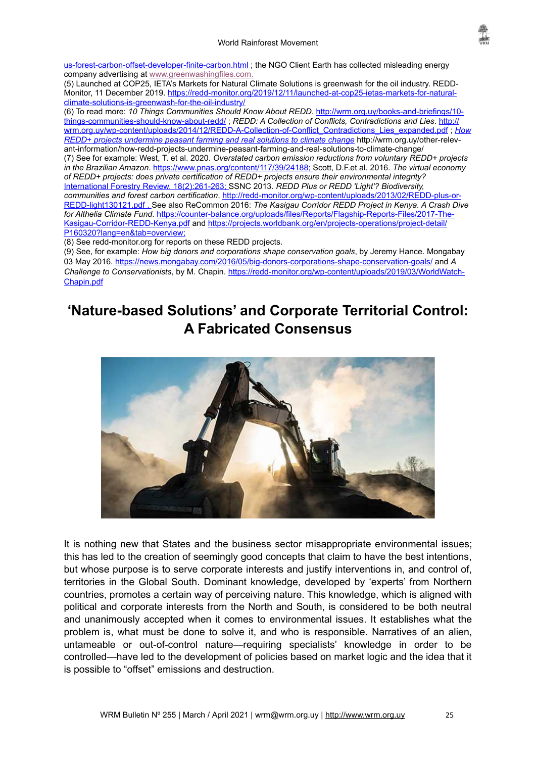us-forest-carbon-offset-developer-finite-carbon.html ; the NGO Client Earth has collected misleading energy company advertising at www.greenwashingfiles.com.

(5) Launched at COP25, IETA's Markets for Natural Climate Solutions is greenwash for the oil industry. REDD-Monitor, 11 December 2019. https://redd-monitor.org/2019/12/11/launched-at-cop25-ietas-markets-for-natural-climate-solutions-is-greenwash-for-the-oil-industry/

(6) To read more: *10 Things Communities Should Know About REDD*. http://wrm.org.uy/books-and-briefings/10-things-communities-should-know-about-redd/ ; *REDD: A Collection of Conflicts, Contradictions and Lies*. http://wrm.org.uy/wp-content/uploads/2014/12/REDD-A-Collection-of-Conflict_Contradictions_Lies_expanded.pdf ; *How REDD+ projects undermine peasant farming and real solutions to climate change* http://wrm.org.uy/other-relevant-information/how-redd-projects-undermine-peasant-farming-and-real-solutions-to-climate-change/

(7) See for example: West, T. et al. 2020. *Overstated carbon emission reductions from voluntary REDD+ projects in the Brazilian Amazon*. https://www.pnas.org/content/117/39/24188; Scott, D.F.et al. 2016. *The virtual economy of REDD+ projects: does private certification of REDD+ projects ensure their environmental integrity?* International Forestry Review, 18(2):261-263; SSNC 2013. *REDD Plus or REDD 'Light'? Biodiversity, communities and forest carbon certification*. http://redd-monitor.org/wp-content/uploads/2013/02/REDD-plus-or-REDD-light130121.pdf . See also ReCommon 2016: *The Kasigau Corridor REDD Project in Kenya. A Crash Dive for Althelia Climate Fund*. https://counter-balance.org/uploads/files/Reports/Flagship-Reports-Files/2017-The-Kasigau-Corridor-REDD-Kenya.pdf and https://projects.worldbank.org/en/projects-operations/project-detail/P160320?lang=en&tab=overview;

(8) See redd-monitor.org for reports on these REDD projects.

(9) See, for example: *How big donors and corporations shape conservation goals*, by Jeremy Hance. Mongabay 03 May 2016. https://news.mongabay.com/2016/05/big-donors-corporations-shape-conservation-goals/ and *A Challenge to Conservationists*, by M. Chapin. https://redd-monitor.org/wp-content/uploads/2019/03/WorldWatch-Chapin.pdf

## 'Nature-based Solutions' and Corporate Territorial Control: A Fabricated Consensus

It is nothing new that States and the business sector misappropriate environmental issues; this has led to the creation of seemingly good concepts that claim to have the best intentions, but whose purpose is to serve corporate interests and justify interventions in, and control of, territories in the Global South. Dominant knowledge, developed by 'experts' from Northern countries, promotes a certain way of perceiving nature. This knowledge, which is aligned with political and corporate interests from the North and South, is considered to be both neutral and unanimously accepted when it comes to environmental issues. It establishes what the problem is, what must be done to solve it, and who is responsible. Narratives of an alien, untameable or out-of-control nature—requiring specialists' knowledge in order to be controlled—have led to the development of policies based on market logic and the idea that it is possible to "offset" emissions and destruction.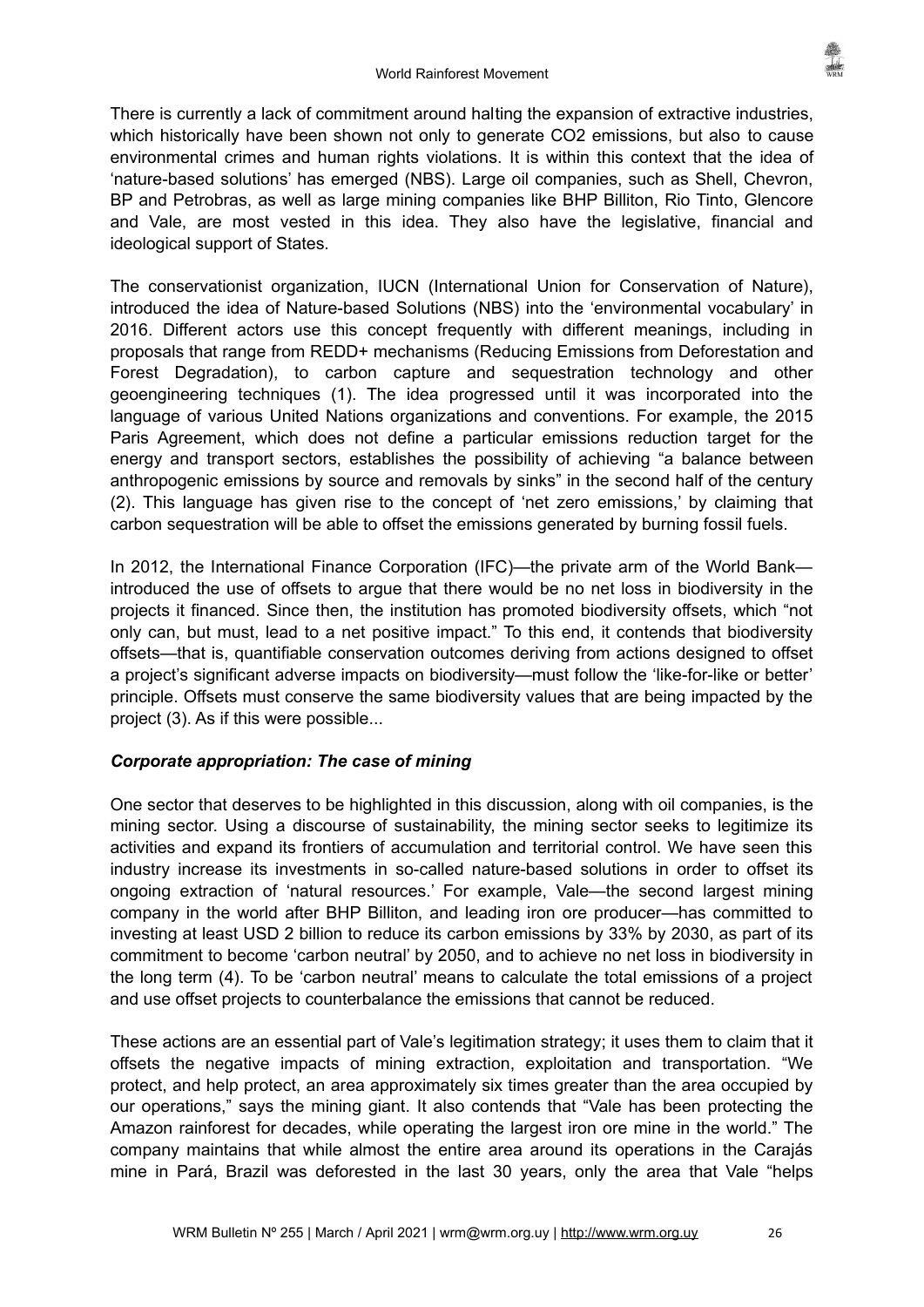There is currently a lack of commitment around halting the expansion of extractive industries, which historically have been shown not only to generate $CO_2$ emissions, but also to cause environmental crimes and human rights violations. It is within this context that the idea of 'nature-based solutions' has emerged (NBS). Large oil companies, such as Shell, Chevron, BP and Petrobras, as well as large mining companies like BHP Billiton, Rio Tinto, Glencore and Vale, are most vested in this idea. They also have the legislative, financial and ideological support of States.

The conservationist organization, IUCN (International Union for Conservation of Nature), introduced the idea of Nature-based Solutions (NBS) into the 'environmental vocabulary' in 2016. Different actors use this concept frequently with different meanings, including in proposals that range from REDD+ mechanisms (Reducing Emissions from Deforestation and Forest Degradation), to carbon capture and sequestration technology and other geoengineering techniques (1). The idea progressed until it was incorporated into the language of various United Nations organizations and conventions. For example, the 2015 Paris Agreement, which does not define a particular emissions reduction target for the energy and transport sectors, establishes the possibility of achieving "a balance between anthropogenic emissions by source and removals by sinks" in the second half of the century (2). This language has given rise to the concept of 'net zero emissions,' by claiming that carbon sequestration will be able to offset the emissions generated by burning fossil fuels.

In 2012, the International Finance Corporation (IFC)—the private arm of the World Bank—introduced the use of offsets to argue that there would be no net loss in biodiversity in the projects it financed. Since then, the institution has promoted biodiversity offsets, which "not only can, but must, lead to a net positive impact." To this end, it contends that biodiversity offsets—that is, quantifiable conservation outcomes deriving from actions designed to offset a project's significant adverse impacts on biodiversity—must follow the 'like-for-like or better' principle. Offsets must conserve the same biodiversity values that are being impacted by the project (3). As if this were possible...

### *Corporate appropriation: The case of mining*

One sector that deserves to be highlighted in this discussion, along with oil companies, is the mining sector. Using a discourse of sustainability, the mining sector seeks to legitimize its activities and expand its frontiers of accumulation and territorial control. We have seen this industry increase its investments in so-called nature-based solutions in order to offset its ongoing extraction of 'natural resources.' For example, Vale—the second largest mining company in the world after BHP Billiton, and leading iron ore producer—has committed to investing at least USD 2 billion to reduce its carbon emissions by 33% by 2030, as part of its commitment to become 'carbon neutral' by 2050, and to achieve no net loss in biodiversity in the long term (4). To be 'carbon neutral' means to calculate the total emissions of a project and use offset projects to counterbalance the emissions that cannot be reduced.

These actions are an essential part of Vale's legitimation strategy; it uses them to claim that it offsets the negative impacts of mining extraction, exploitation and transportation. "We protect, and help protect, an area approximately six times greater than the area occupied by our operations," says the mining giant. It also contends that "Vale has been protecting the Amazon rainforest for decades, while operating the largest iron ore mine in the world." The company maintains that while almost the entire area around its operations in the Carajás mine in Pará, Brazil was deforested in the last 30 years, only the area that Vale "helps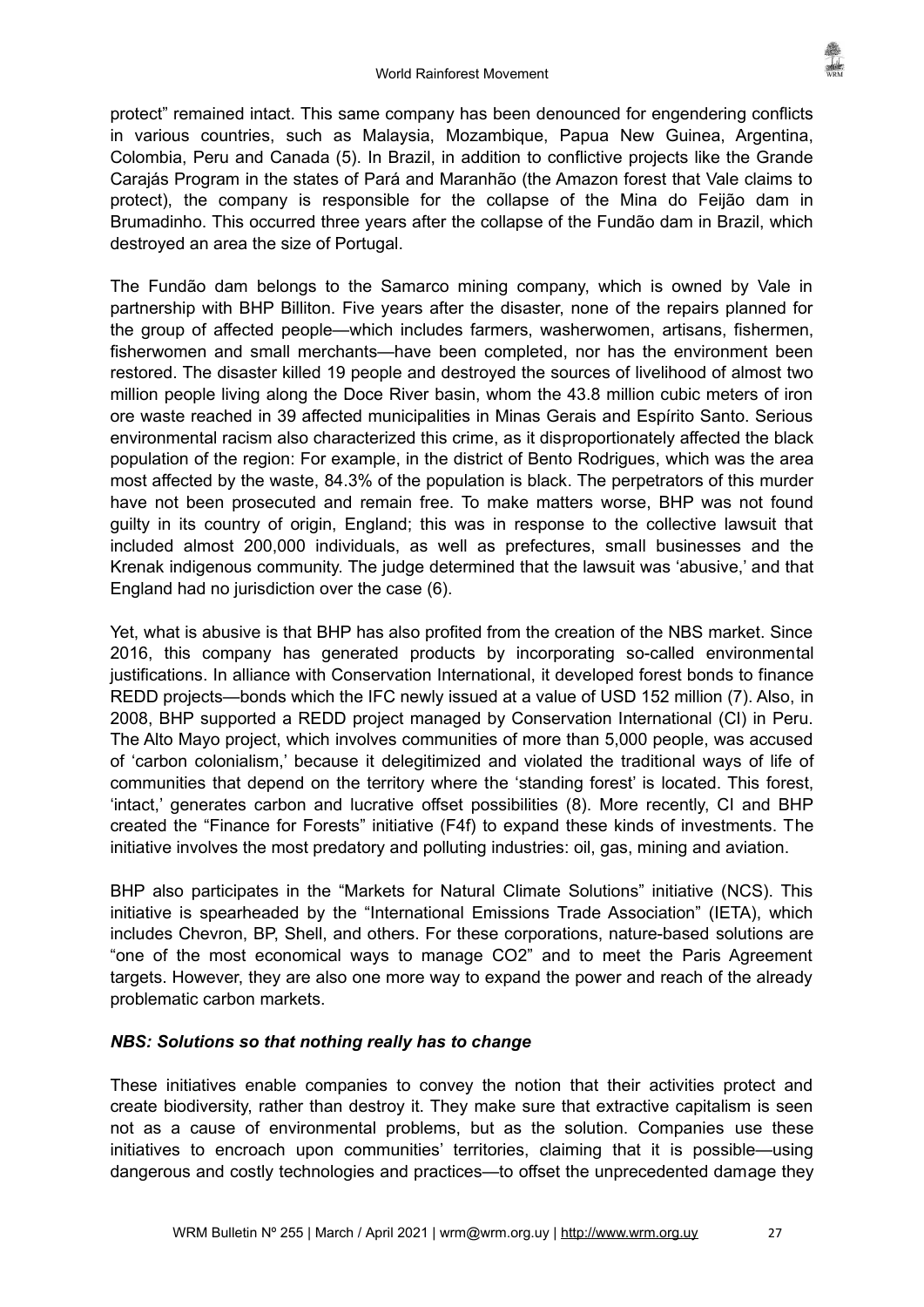protect" remained intact. This same company has been denounced for engendering conflicts in various countries, such as Malaysia, Mozambique, Papua New Guinea, Argentina, Colombia, Peru and Canada (5). In Brazil, in addition to conflictive projects like the Grande Carajás Program in the states of Pará and Maranhão (the Amazon forest that Vale claims to protect), the company is responsible for the collapse of the Mina do Feijão dam in Brumadinho. This occurred three years after the collapse of the Fundão dam in Brazil, which destroyed an area the size of Portugal.

The Fundão dam belongs to the Samarco mining company, which is owned by Vale in partnership with BHP Billiton. Five years after the disaster, none of the repairs planned for the group of affected people—which includes farmers, washerwomen, artisans, fishermen, fisherwomen and small merchants—have been completed, nor has the environment been restored. The disaster killed 19 people and destroyed the sources of livelihood of almost two million people living along the Doce River basin, whom the 43.8 million cubic meters of iron ore waste reached in 39 affected municipalities in Minas Gerais and Espírito Santo. Serious environmental racism also characterized this crime, as it disproportionately affected the black population of the region: For example, in the district of Bento Rodrigues, which was the area most affected by the waste, 84.3% of the population is black. The perpetrators of this murder have not been prosecuted and remain free. To make matters worse, BHP was not found guilty in its country of origin, England; this was in response to the collective lawsuit that included almost 200,000 individuals, as well as prefectures, small businesses and the Krenak indigenous community. The judge determined that the lawsuit was 'abusive,' and that England had no jurisdiction over the case (6).

Yet, what is abusive is that BHP has also profited from the creation of the NBS market. Since 2016, this company has generated products by incorporating so-called environmental justifications. In alliance with Conservation International, it developed forest bonds to finance REDD projects—bonds which the IFC newly issued at a value of USD 152 million (7). Also, in 2008, BHP supported a REDD project managed by Conservation International (CI) in Peru. The Alto Mayo project, which involves communities of more than 5,000 people, was accused of 'carbon colonialism,' because it delegitimized and violated the traditional ways of life of communities that depend on the territory where the 'standing forest' is located. This forest, 'intact,' generates carbon and lucrative offset possibilities (8). More recently, CI and BHP created the "Finance for Forests" initiative (F4f) to expand these kinds of investments. The initiative involves the most predatory and polluting industries: oil, gas, mining and aviation.

BHP also participates in the "Markets for Natural Climate Solutions" initiative (NCS). This initiative is spearheaded by the "International Emissions Trade Association" (IETA), which includes Chevron, BP, Shell, and others. For these corporations, nature-based solutions are "one of the most economical ways to manage CO2" and to meet the Paris Agreement targets. However, they are also one more way to expand the power and reach of the already problematic carbon markets.

***NBS: Solutions so that nothing really has to change***

These initiatives enable companies to convey the notion that their activities protect and create biodiversity, rather than destroy it. They make sure that extractive capitalism is seen not as a cause of environmental problems, but as the solution. Companies use these initiatives to encroach upon communities' territories, claiming that it is possible—using dangerous and costly technologies and practices—to offset the unprecedented damage they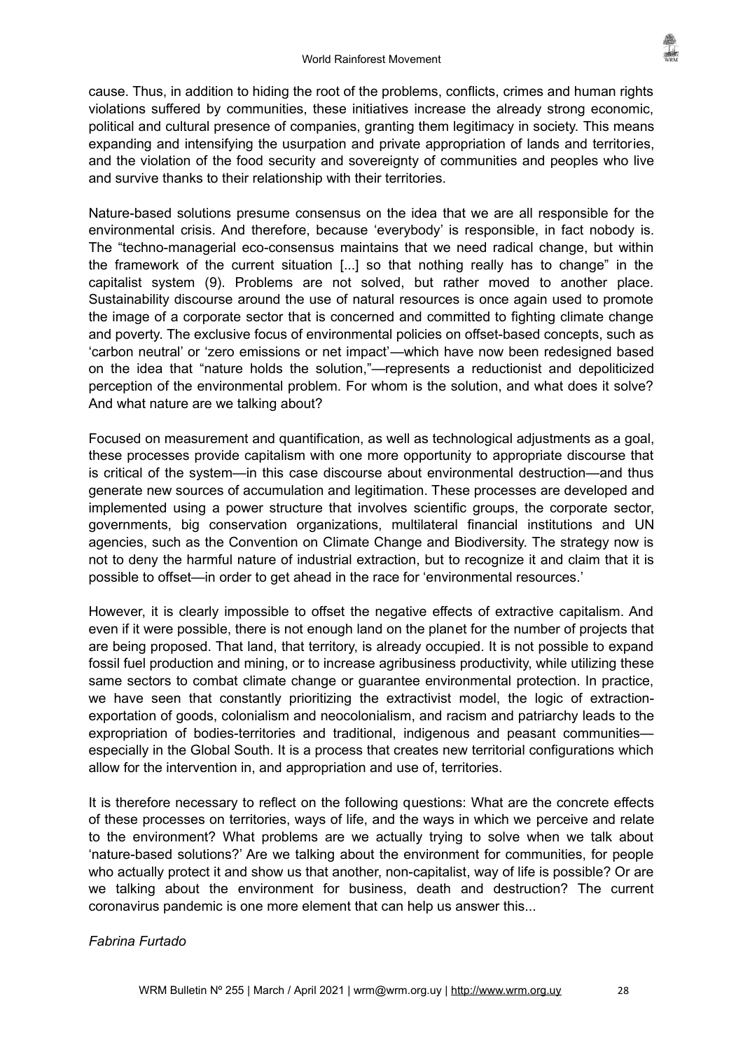cause. Thus, in addition to hiding the root of the problems, conflicts, crimes and human rights violations suffered by communities, these initiatives increase the already strong economic, political and cultural presence of companies, granting them legitimacy in society. This means expanding and intensifying the usurpation and private appropriation of lands and territories, and the violation of the food security and sovereignty of communities and peoples who live and survive thanks to their relationship with their territories.

Nature-based solutions presume consensus on the idea that we are all responsible for the environmental crisis. And therefore, because 'everybody' is responsible, in fact nobody is. The "techno-managerial eco-consensus maintains that we need radical change, but within the framework of the current situation [...] so that nothing really has to change" in the capitalist system (9). Problems are not solved, but rather moved to another place. Sustainability discourse around the use of natural resources is once again used to promote the image of a corporate sector that is concerned and committed to fighting climate change and poverty. The exclusive focus of environmental policies on offset-based concepts, such as 'carbon neutral' or 'zero emissions or net impact'—which have now been redesigned based on the idea that "nature holds the solution,"—represents a reductionist and depoliticized perception of the environmental problem. For whom is the solution, and what does it solve? And what nature are we talking about?

Focused on measurement and quantification, as well as technological adjustments as a goal, these processes provide capitalism with one more opportunity to appropriate discourse that is critical of the system—in this case discourse about environmental destruction—and thus generate new sources of accumulation and legitimation. These processes are developed and implemented using a power structure that involves scientific groups, the corporate sector, governments, big conservation organizations, multilateral financial institutions and UN agencies, such as the Convention on Climate Change and Biodiversity. The strategy now is not to deny the harmful nature of industrial extraction, but to recognize it and claim that it is possible to offset—in order to get ahead in the race for 'environmental resources.'

However, it is clearly impossible to offset the negative effects of extractive capitalism. And even if it were possible, there is not enough land on the planet for the number of projects that are being proposed. That land, that territory, is already occupied. It is not possible to expand fossil fuel production and mining, or to increase agribusiness productivity, while utilizing these same sectors to combat climate change or guarantee environmental protection. In practice, we have seen that constantly prioritizing the extractivist model, the logic of extraction-exportation of goods, colonialism and neocolonialism, and racism and patriarchy leads to the expropriation of bodies-territories and traditional, indigenous and peasant communities—especially in the Global South. It is a process that creates new territorial configurations which allow for the intervention in, and appropriation and use of, territories.

It is therefore necessary to reflect on the following questions: What are the concrete effects of these processes on territories, ways of life, and the ways in which we perceive and relate to the environment? What problems are we actually trying to solve when we talk about 'nature-based solutions?' Are we talking about the environment for communities, for people who actually protect it and show us that another, non-capitalist, way of life is possible? Or are we talking about the environment for business, death and destruction? The current coronavirus pandemic is one more element that can help us answer this...

*Fabrina Furtado*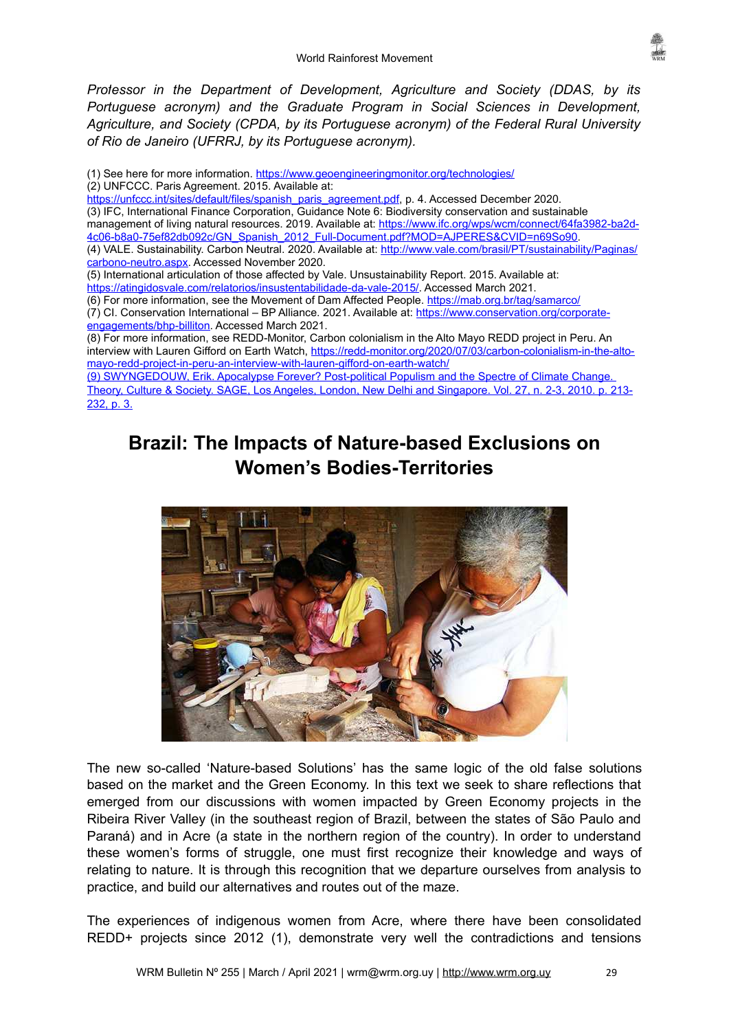*Professor in the Department of Development, Agriculture and Society (DDAS, by its Portuguese acronym) and the Graduate Program in Social Sciences in Development, Agriculture, and Society (CPDA, by its Portuguese acronym) of the Federal Rural University of Rio de Janeiro (UFRRJ, by its Portuguese acronym).*

(1) See here for more information. https://www.geoengineeringmonitor.org/technologies/
(2) UNFCCC. Paris Agreement. 2015. Available at: https://unfccc.int/sites/default/files/spanish_paris_agreement.pdf, p. 4. Accessed December 2020.
(3) IFC, International Finance Corporation, Guidance Note 6: Biodiversity conservation and sustainable management of living natural resources. 2019. Available at: https://www.ifc.org/wps/wcm/connect/64fa3982-ba2d-4c06-b8a0-75ef82db092c/GN_Spanish_2012_Full-Document.pdf?MOD=AJPERES&CVID=n69So90.
(4) VALE. Sustainability. Carbon Neutral. 2020. Available at: http://www.vale.com/brasil/PT/sustainability/Paginas/carbono-neutro.aspx. Accessed November 2020.
(5) International articulation of those affected by Vale. Unsustainability Report. 2015. Available at: https://atingidosvale.com/relatorios/insustentabilidade-da-vale-2015/. Accessed March 2021.
(6) For more information, see the Movement of Dam Affected People. https://mab.org.br/tag/samarco/
(7) CI. Conservation International – BP Alliance. 2021. Available at: https://www.conservation.org/corporate-engagements/bhp-billiton. Accessed March 2021.
(8) For more information, see REDD-Monitor, Carbon colonialism in the Alto Mayo REDD project in Peru. An interview with Lauren Gifford on Earth Watch, https://redd-monitor.org/2020/07/03/carbon-colonialism-in-the-alto-mayo-redd-project-in-peru-an-interview-with-lauren-gifford-on-earth-watch/
(9) SWYNGEDOUW, Erik. Apocalypse Forever? Post-political Populism and the Spectre of Climate Change. Theory, Culture & Society. SAGE, Los Angeles, London, New Delhi and Singapore. Vol. 27, n. 2-3, 2010. p. 213-232, p. 3.

## Brazil: The Impacts of Nature-based Exclusions on Women's Bodies-Territories

The new so-called 'Nature-based Solutions' has the same logic of the old false solutions based on the market and the Green Economy. In this text we seek to share reflections that emerged from our discussions with women impacted by Green Economy projects in the Ribeira River Valley (in the southeast region of Brazil, between the states of São Paulo and Paraná) and in Acre (a state in the northern region of the country). In order to understand these women's forms of struggle, one must first recognize their knowledge and ways of relating to nature. It is through this recognition that we departure ourselves from analysis to practice, and build our alternatives and routes out of the maze.

The experiences of indigenous women from Acre, where there have been consolidated REDD+ projects since 2012 (1), demonstrate very well the contradictions and tensions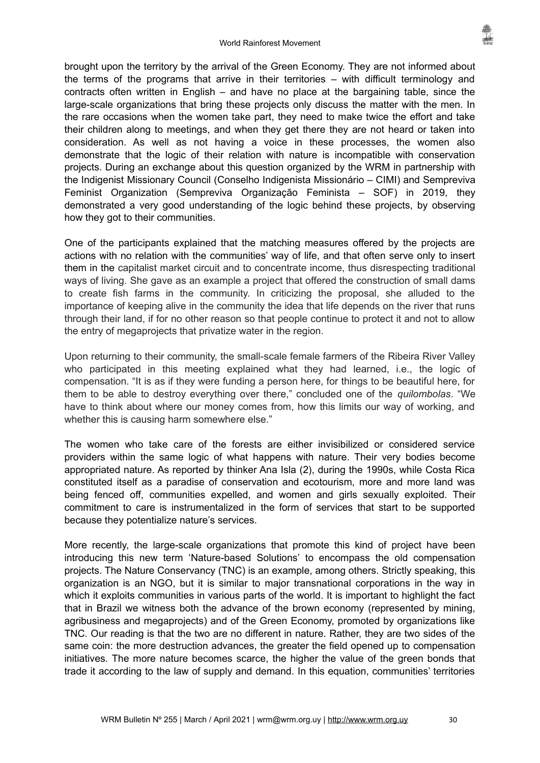brought upon the territory by the arrival of the Green Economy. They are not informed about the terms of the programs that arrive in their territories – with difficult terminology and contracts often written in English – and have no place at the bargaining table, since the large-scale organizations that bring these projects only discuss the matter with the men. In the rare occasions when the women take part, they need to make twice the effort and take their children along to meetings, and when they get there they are not heard or taken into consideration. As well as not having a voice in these processes, the women also demonstrate that the logic of their relation with nature is incompatible with conservation projects. During an exchange about this question organized by the WRM in partnership with the Indigenist Missionary Council (Conselho Indigenista Missionário – CIMI) and Sempreviva Feminist Organization (Sempreviva Organização Feminista – SOF) in 2019, they demonstrated a very good understanding of the logic behind these projects, by observing how they got to their communities.

One of the participants explained that the matching measures offered by the projects are actions with no relation with the communities' way of life, and that often serve only to insert them in the capitalist market circuit and to concentrate income, thus disrespecting traditional ways of living. She gave as an example a project that offered the construction of small dams to create fish farms in the community. In criticizing the proposal, she alluded to the importance of keeping alive in the community the idea that life depends on the river that runs through their land, if for no other reason so that people continue to protect it and not to allow the entry of megaprojects that privatize water in the region.

Upon returning to their community, the small-scale female farmers of the Ribeira River Valley who participated in this meeting explained what they had learned, i.e., the logic of compensation. "It is as if they were funding a person here, for things to be beautiful here, for them to be able to destroy everything over there," concluded one of the *quilombolas*. "We have to think about where our money comes from, how this limits our way of working, and whether this is causing harm somewhere else."

The women who take care of the forests are either invisibilized or considered service providers within the same logic of what happens with nature. Their very bodies become appropriated nature. As reported by thinker Ana Isla (2), during the 1990s, while Costa Rica constituted itself as a paradise of conservation and ecotourism, more and more land was being fenced off, communities expelled, and women and girls sexually exploited. Their commitment to care is instrumentalized in the form of services that start to be supported because they potentialize nature's services.

More recently, the large-scale organizations that promote this kind of project have been introducing this new term 'Nature-based Solutions' to encompass the old compensation projects. The Nature Conservancy (TNC) is an example, among others. Strictly speaking, this organization is an NGO, but it is similar to major transnational corporations in the way in which it exploits communities in various parts of the world. It is important to highlight the fact that in Brazil we witness both the advance of the brown economy (represented by mining, agribusiness and megaprojects) and of the Green Economy, promoted by organizations like TNC. Our reading is that the two are no different in nature. Rather, they are two sides of the same coin: the more destruction advances, the greater the field opened up to compensation initiatives. The more nature becomes scarce, the higher the value of the green bonds that trade it according to the law of supply and demand. In this equation, communities' territories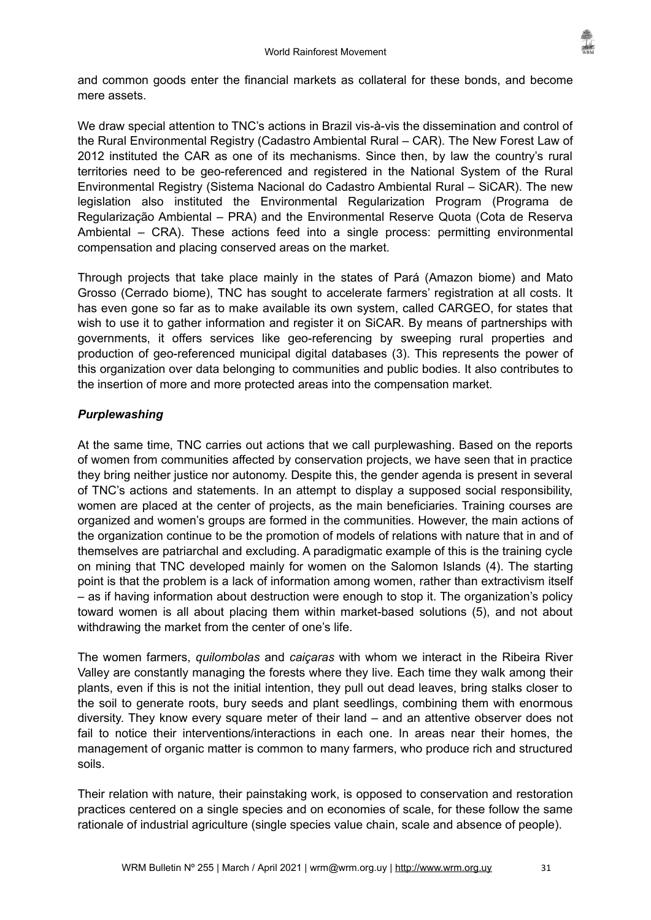and common goods enter the financial markets as collateral for these bonds, and become mere assets.

We draw special attention to TNC's actions in Brazil vis-à-vis the dissemination and control of the Rural Environmental Registry (Cadastro Ambiental Rural – CAR). The New Forest Law of 2012 instituted the CAR as one of its mechanisms. Since then, by law the country's rural territories need to be geo-referenced and registered in the National System of the Rural Environmental Registry (Sistema Nacional do Cadastro Ambiental Rural – SiCAR). The new legislation also instituted the Environmental Regularization Program (Programa de Regularização Ambiental – PRA) and the Environmental Reserve Quota (Cota de Reserva Ambiental – CRA). These actions feed into a single process: permitting environmental compensation and placing conserved areas on the market.

Through projects that take place mainly in the states of Pará (Amazon biome) and Mato Grosso (Cerrado biome), TNC has sought to accelerate farmers' registration at all costs. It has even gone so far as to make available its own system, called CARGEO, for states that wish to use it to gather information and register it on SiCAR. By means of partnerships with governments, it offers services like geo-referencing by sweeping rural properties and production of geo-referenced municipal digital databases (3). This represents the power of this organization over data belonging to communities and public bodies. It also contributes to the insertion of more and more protected areas into the compensation market.

### *Purplewashing*

At the same time, TNC carries out actions that we call purplewashing. Based on the reports of women from communities affected by conservation projects, we have seen that in practice they bring neither justice nor autonomy. Despite this, the gender agenda is present in several of TNC's actions and statements. In an attempt to display a supposed social responsibility, women are placed at the center of projects, as the main beneficiaries. Training courses are organized and women's groups are formed in the communities. However, the main actions of the organization continue to be the promotion of models of relations with nature that in and of themselves are patriarchal and excluding. A paradigmatic example of this is the training cycle on mining that TNC developed mainly for women on the Salomon Islands (4). The starting point is that the problem is a lack of information among women, rather than extractivism itself – as if having information about destruction were enough to stop it. The organization's policy toward women is all about placing them within market-based solutions (5), and not about withdrawing the market from the center of one's life.

The women farmers, *quilombolas* and *caiçaras* with whom we interact in the Ribeira River Valley are constantly managing the forests where they live. Each time they walk among their plants, even if this is not the initial intention, they pull out dead leaves, bring stalks closer to the soil to generate roots, bury seeds and plant seedlings, combining them with enormous diversity. They know every square meter of their land – and an attentive observer does not fail to notice their interventions/interactions in each one. In areas near their homes, the management of organic matter is common to many farmers, who produce rich and structured soils.

Their relation with nature, their painstaking work, is opposed to conservation and restoration practices centered on a single species and on economies of scale, for these follow the same rationale of industrial agriculture (single species value chain, scale and absence of people).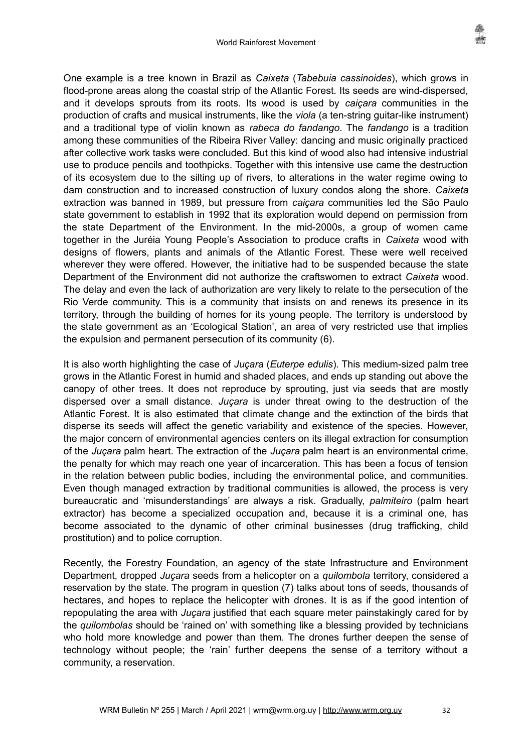One example is a tree known in Brazil as *Caixeta* (*Tabebuia cassinoides*), which grows in flood-prone areas along the coastal strip of the Atlantic Forest. Its seeds are wind-dispersed, and it develops sprouts from its roots. Its wood is used by *caiçara* communities in the production of crafts and musical instruments, like the *viola* (a ten-string guitar-like instrument) and a traditional type of violin known as *rabeca do fandango*. The *fandango* is a tradition among these communities of the Ribeira River Valley: dancing and music originally practiced after collective work tasks were concluded. But this kind of wood also had intensive industrial use to produce pencils and toothpicks. Together with this intensive use came the destruction of its ecosystem due to the silting up of rivers, to alterations in the water regime owing to dam construction and to increased construction of luxury condos along the shore. *Caixeta* extraction was banned in 1989, but pressure from *caiçara* communities led the São Paulo state government to establish in 1992 that its exploration would depend on permission from the state Department of the Environment. In the mid-2000s, a group of women came together in the Juréia Young People's Association to produce crafts in *Caixeta* wood with designs of flowers, plants and animals of the Atlantic Forest. These were well received wherever they were offered. However, the initiative had to be suspended because the state Department of the Environment did not authorize the craftswomen to extract *Caixeta* wood. The delay and even the lack of authorization are very likely to relate to the persecution of the Rio Verde community. This is a community that insists on and renews its presence in its territory, through the building of homes for its young people. The territory is understood by the state government as an 'Ecological Station', an area of very restricted use that implies the expulsion and permanent persecution of its community (6).

It is also worth highlighting the case of *Juçara* (*Euterpe edulis*). This medium-sized palm tree grows in the Atlantic Forest in humid and shaded places, and ends up standing out above the canopy of other trees. It does not reproduce by sprouting, just via seeds that are mostly dispersed over a small distance. *Juçara* is under threat owing to the destruction of the Atlantic Forest. It is also estimated that climate change and the extinction of the birds that disperse its seeds will affect the genetic variability and existence of the species. However, the major concern of environmental agencies centers on its illegal extraction for consumption of the *Juçara* palm heart. The extraction of the *Juçara* palm heart is an environmental crime, the penalty for which may reach one year of incarceration. This has been a focus of tension in the relation between public bodies, including the environmental police, and communities. Even though managed extraction by traditional communities is allowed, the process is very bureaucratic and 'misunderstandings' are always a risk. Gradually, *palmiteiro* (palm heart extractor) has become a specialized occupation and, because it is a criminal one, has become associated to the dynamic of other criminal businesses (drug trafficking, child prostitution) and to police corruption.

Recently, the Forestry Foundation, an agency of the state Infrastructure and Environment Department, dropped *Juçara* seeds from a helicopter on a *quilombola* territory, considered a reservation by the state. The program in question (7) talks about tons of seeds, thousands of hectares, and hopes to replace the helicopter with drones. It is as if the good intention of repopulating the area with *Juçara* justified that each square meter painstakingly cared for by the *quilombolas* should be 'rained on' with something like a blessing provided by technicians who hold more knowledge and power than them. The drones further deepen the sense of technology without people; the 'rain' further deepens the sense of a territory without a community, a reservation.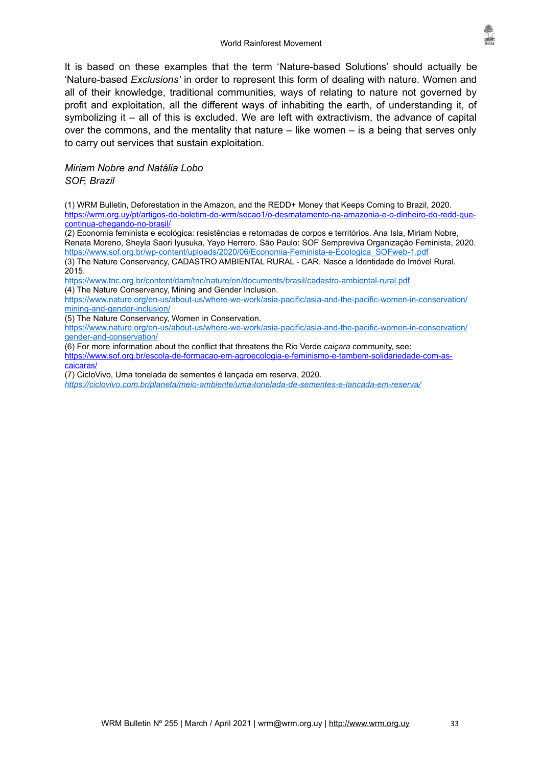It is based on these examples that the term 'Nature-based Solutions' should actually be 'Nature-based *Exclusions'* in order to represent this form of dealing with nature. Women and all of their knowledge, traditional communities, ways of relating to nature not governed by profit and exploitation, all the different ways of inhabiting the earth, of understanding it, of symbolizing it – all of this is excluded. We are left with extractivism, the advance of capital over the commons, and the mentality that nature – like women – is a being that serves only to carry out services that sustain exploitation.

*Miriam Nobre and Natália Lobo*
*SOF, Brazil*

(1) WRM Bulletin, Deforestation in the Amazon, and the REDD+ Money that Keeps Coming to Brazil, 2020. https://wrm.org.uy/pt/artigos-do-boletim-do-wrm/secao1/o-desmatamento-na-amazonia-e-o-dinheiro-do-redd-que-continua-chegando-no-brasil/
(2) Economia feminista e ecológica: resistências e retomadas de corpos e territórios. Ana Isla, Miriam Nobre, Renata Moreno, Sheyla Saori Iyusuka, Yayo Herrero. São Paulo: SOF Sempreviva Organização Feminista, 2020. https://www.sof.org.br/wp-content/uploads/2020/06/Economia-Feminista-e-Ecologica_SOFweb-1.pdf
(3) The Nature Conservancy, CADASTRO AMBIENTAL RURAL - CAR. Nasce a Identidade do Imóvel Rural. 2015. https://www.tnc.org.br/content/dam/tnc/nature/en/documents/brasil/cadastro-ambiental-rural.pdf
(4) The Nature Conservancy, Mining and Gender Inclusion. https://www.nature.org/en-us/about-us/where-we-work/asia-pacific/asia-and-the-pacific-women-in-conservation/mining-and-gender-inclusion/
(5) The Nature Conservancy, Women in Conservation. https://www.nature.org/en-us/about-us/where-we-work/asia-pacific/asia-and-the-pacific-women-in-conservation/gender-and-conservation/
(6) For more information about the conflict that threatens the Rio Verde *caiçara* community, see: https://www.sof.org.br/escola-de-formacao-em-agroecologia-e-feminismo-e-tambem-solidariedade-com-as-caicaras/
(7) CicloVivo, Uma tonelada de sementes é lançada em reserva, 2020. *https://ciclovivo.com.br/planeta/meio-ambiente/uma-tonelada-de-sementes-e-lancada-em-reserva/*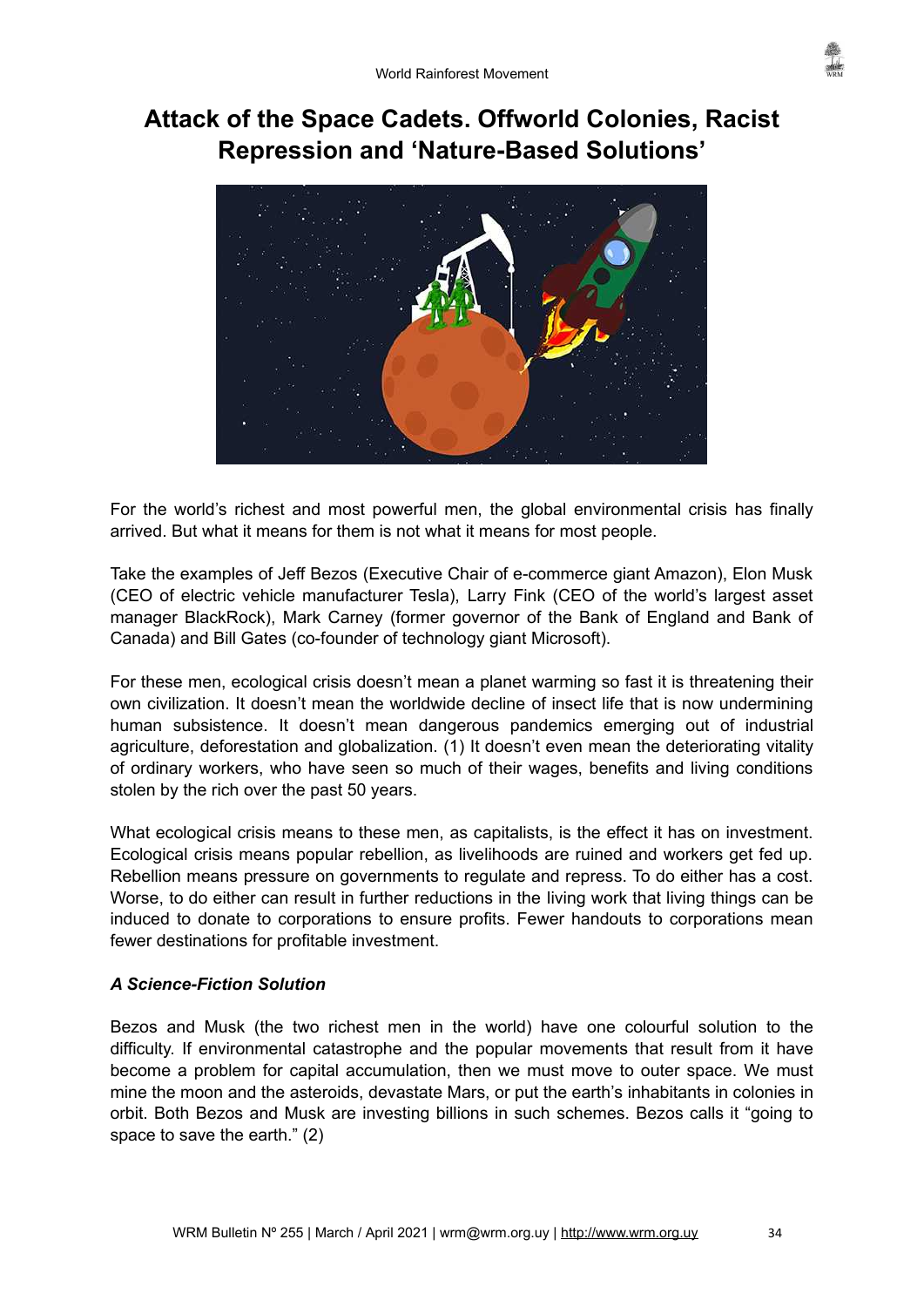# Attack of the Space Cadets. Offworld Colonies, Racist Repression and 'Nature-Based Solutions'

For the world's richest and most powerful men, the global environmental crisis has finally arrived. But what it means for them is not what it means for most people.

Take the examples of Jeff Bezos (Executive Chair of e-commerce giant Amazon), Elon Musk (CEO of electric vehicle manufacturer Tesla), Larry Fink (CEO of the world's largest asset manager BlackRock), Mark Carney (former governor of the Bank of England and Bank of Canada) and Bill Gates (co-founder of technology giant Microsoft).

For these men, ecological crisis doesn't mean a planet warming so fast it is threatening their own civilization. It doesn't mean the worldwide decline of insect life that is now undermining human subsistence. It doesn't mean dangerous pandemics emerging out of industrial agriculture, deforestation and globalization. (1) It doesn't even mean the deteriorating vitality of ordinary workers, who have seen so much of their wages, benefits and living conditions stolen by the rich over the past 50 years.

What ecological crisis means to these men, as capitalists, is the effect it has on investment. Ecological crisis means popular rebellion, as livelihoods are ruined and workers get fed up. Rebellion means pressure on governments to regulate and repress. To do either has a cost. Worse, to do either can result in further reductions in the living work that living things can be induced to donate to corporations to ensure profits. Fewer handouts to corporations mean fewer destinations for profitable investment.

### *A Science-Fiction Solution*

Bezos and Musk (the two richest men in the world) have one colourful solution to the difficulty. If environmental catastrophe and the popular movements that result from it have become a problem for capital accumulation, then we must move to outer space. We must mine the moon and the asteroids, devastate Mars, or put the earth's inhabitants in colonies in orbit. Both Bezos and Musk are investing billions in such schemes. Bezos calls it "going to space to save the earth." (2)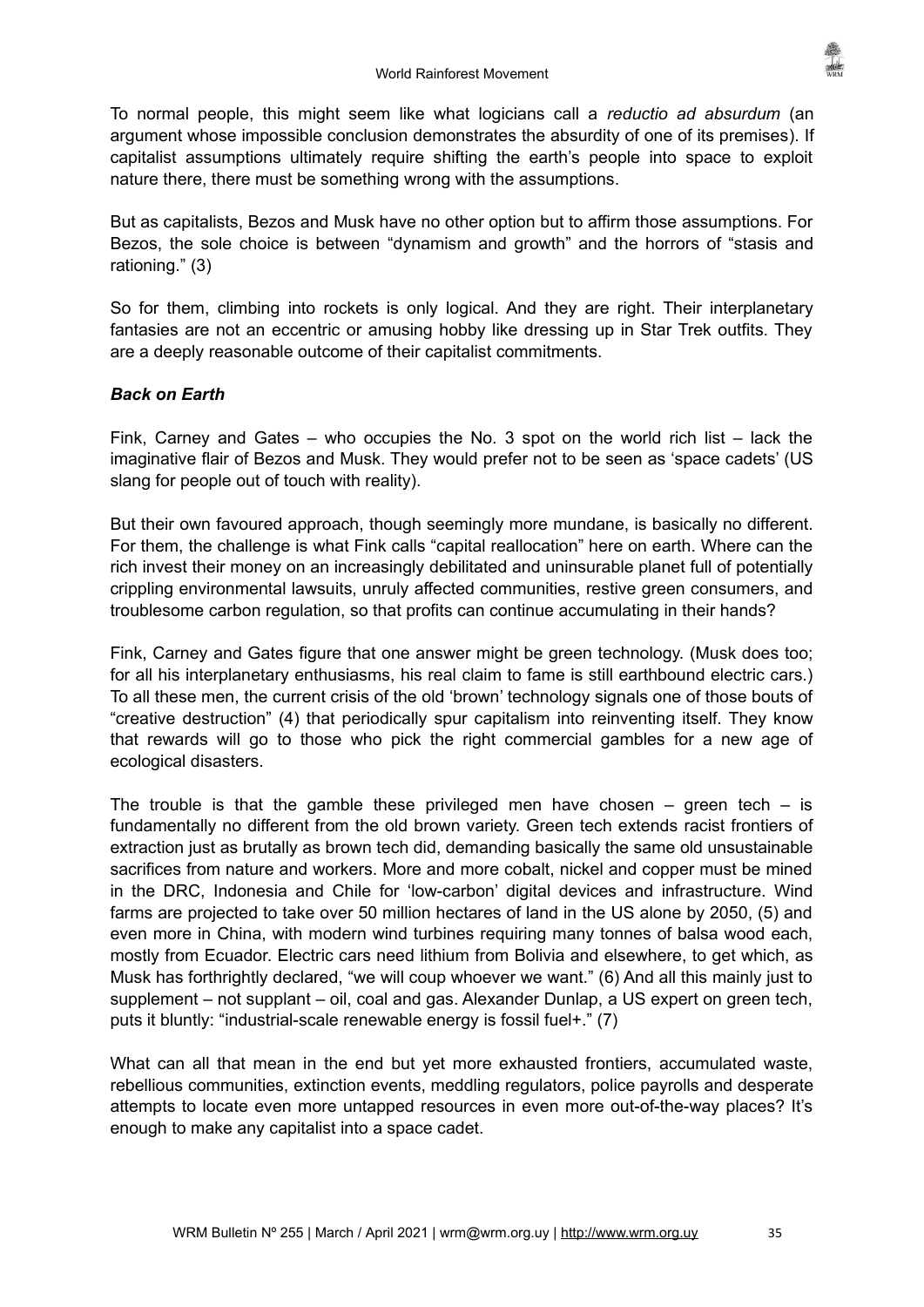To normal people, this might seem like what logicians call a *reductio ad absurdum* (an argument whose impossible conclusion demonstrates the absurdity of one of its premises). If capitalist assumptions ultimately require shifting the earth's people into space to exploit nature there, there must be something wrong with the assumptions.

But as capitalists, Bezos and Musk have no other option but to affirm those assumptions. For Bezos, the sole choice is between "dynamism and growth" and the horrors of "stasis and rationing." (3)

So for them, climbing into rockets is only logical. And they are right. Their interplanetary fantasies are not an eccentric or amusing hobby like dressing up in Star Trek outfits. They are a deeply reasonable outcome of their capitalist commitments.

### *Back on Earth*

Fink, Carney and Gates – who occupies the No. 3 spot on the world rich list – lack the imaginative flair of Bezos and Musk. They would prefer not to be seen as 'space cadets' (US slang for people out of touch with reality).

But their own favoured approach, though seemingly more mundane, is basically no different. For them, the challenge is what Fink calls "capital reallocation" here on earth. Where can the rich invest their money on an increasingly debilitated and uninsurable planet full of potentially crippling environmental lawsuits, unruly affected communities, restive green consumers, and troublesome carbon regulation, so that profits can continue accumulating in their hands?

Fink, Carney and Gates figure that one answer might be green technology. (Musk does too; for all his interplanetary enthusiasms, his real claim to fame is still earthbound electric cars.) To all these men, the current crisis of the old 'brown' technology signals one of those bouts of "creative destruction" (4) that periodically spur capitalism into reinventing itself. They know that rewards will go to those who pick the right commercial gambles for a new age of ecological disasters.

The trouble is that the gamble these privileged men have chosen – green tech – is fundamentally no different from the old brown variety. Green tech extends racist frontiers of extraction just as brutally as brown tech did, demanding basically the same old unsustainable sacrifices from nature and workers. More and more cobalt, nickel and copper must be mined in the DRC, Indonesia and Chile for 'low-carbon' digital devices and infrastructure. Wind farms are projected to take over 50 million hectares of land in the US alone by 2050, (5) and even more in China, with modern wind turbines requiring many tonnes of balsa wood each, mostly from Ecuador. Electric cars need lithium from Bolivia and elsewhere, to get which, as Musk has forthrightly declared, "we will coup whoever we want." (6) And all this mainly just to supplement – not supplant – oil, coal and gas. Alexander Dunlap, a US expert on green tech, puts it bluntly: "industrial-scale renewable energy is fossil fuel+." (7)

What can all that mean in the end but yet more exhausted frontiers, accumulated waste, rebellious communities, extinction events, meddling regulators, police payrolls and desperate attempts to locate even more untapped resources in even more out-of-the-way places? It's enough to make any capitalist into a space cadet.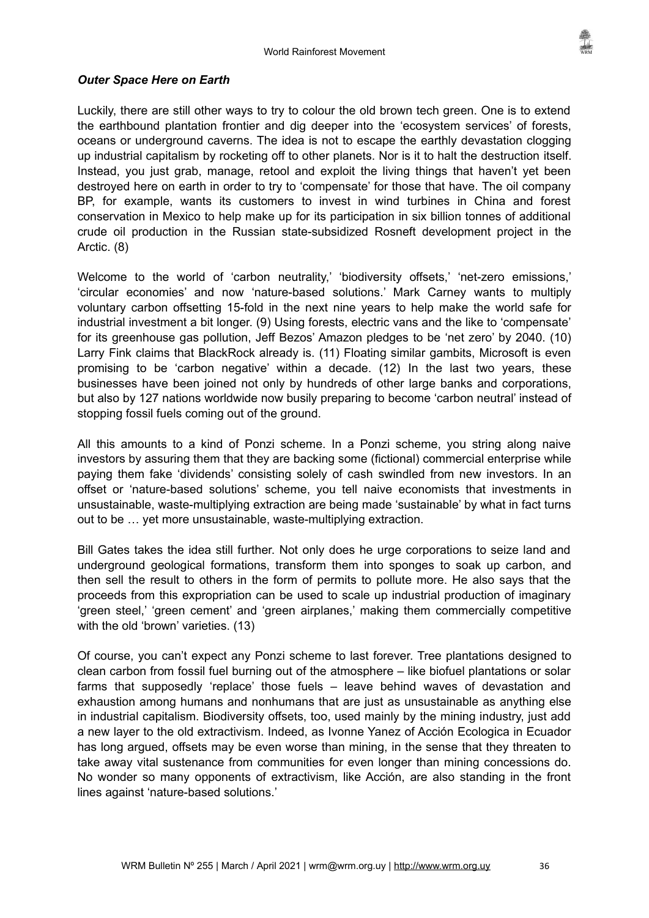### *Outer Space Here on Earth*

Luckily, there are still other ways to try to colour the old brown tech green. One is to extend the earthbound plantation frontier and dig deeper into the 'ecosystem services' of forests, oceans or underground caverns. The idea is not to escape the earthly devastation clogging up industrial capitalism by rocketing off to other planets. Nor is it to halt the destruction itself. Instead, you just grab, manage, retool and exploit the living things that haven't yet been destroyed here on earth in order to try to 'compensate' for those that have. The oil company BP, for example, wants its customers to invest in wind turbines in China and forest conservation in Mexico to help make up for its participation in six billion tonnes of additional crude oil production in the Russian state-subsidized Rosneft development project in the Arctic. (8)

Welcome to the world of 'carbon neutrality,' 'biodiversity offsets,' 'net-zero emissions,' 'circular economies' and now 'nature-based solutions.' Mark Carney wants to multiply voluntary carbon offsetting 15-fold in the next nine years to help make the world safe for industrial investment a bit longer. (9) Using forests, electric vans and the like to 'compensate' for its greenhouse gas pollution, Jeff Bezos' Amazon pledges to be 'net zero' by 2040. (10) Larry Fink claims that BlackRock already is. (11) Floating similar gambits, Microsoft is even promising to be 'carbon negative' within a decade. (12) In the last two years, these businesses have been joined not only by hundreds of other large banks and corporations, but also by 127 nations worldwide now busily preparing to become 'carbon neutral' instead of stopping fossil fuels coming out of the ground.

All this amounts to a kind of Ponzi scheme. In a Ponzi scheme, you string along naive investors by assuring them that they are backing some (fictional) commercial enterprise while paying them fake 'dividends' consisting solely of cash swindled from new investors. In an offset or 'nature-based solutions' scheme, you tell naive economists that investments in unsustainable, waste-multiplying extraction are being made 'sustainable' by what in fact turns out to be … yet more unsustainable, waste-multiplying extraction.

Bill Gates takes the idea still further. Not only does he urge corporations to seize land and underground geological formations, transform them into sponges to soak up carbon, and then sell the result to others in the form of permits to pollute more. He also says that the proceeds from this expropriation can be used to scale up industrial production of imaginary 'green steel,' 'green cement' and 'green airplanes,' making them commercially competitive with the old 'brown' varieties. (13)

Of course, you can't expect any Ponzi scheme to last forever. Tree plantations designed to clean carbon from fossil fuel burning out of the atmosphere – like biofuel plantations or solar farms that supposedly 'replace' those fuels – leave behind waves of devastation and exhaustion among humans and nonhumans that are just as unsustainable as anything else in industrial capitalism. Biodiversity offsets, too, used mainly by the mining industry, just add a new layer to the old extractivism. Indeed, as Ivonne Yanez of Acción Ecologica in Ecuador has long argued, offsets may be even worse than mining, in the sense that they threaten to take away vital sustenance from communities for even longer than mining concessions do. No wonder so many opponents of extractivism, like Acción, are also standing in the front lines against 'nature-based solutions.'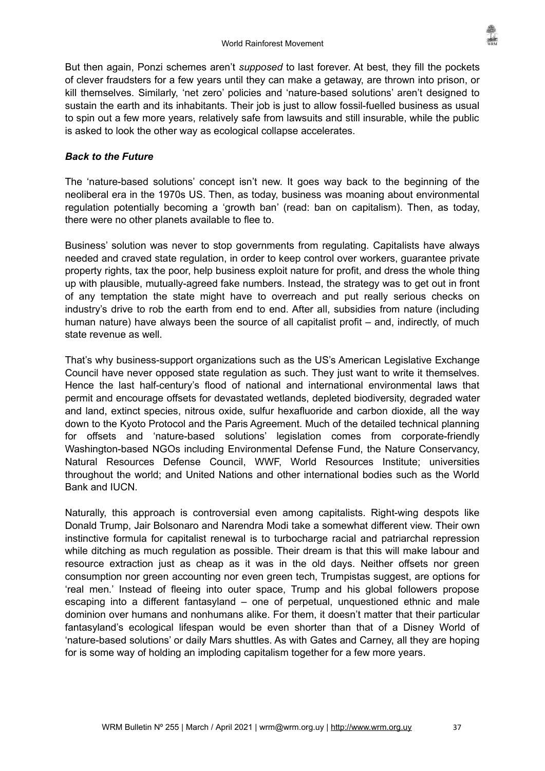But then again, Ponzi schemes aren't *supposed* to last forever. At best, they fill the pockets of clever fraudsters for a few years until they can make a getaway, are thrown into prison, or kill themselves. Similarly, 'net zero' policies and 'nature-based solutions' aren't designed to sustain the earth and its inhabitants. Their job is just to allow fossil-fuelled business as usual to spin out a few more years, relatively safe from lawsuits and still insurable, while the public is asked to look the other way as ecological collapse accelerates.

***Back to the Future***

The 'nature-based solutions' concept isn't new. It goes way back to the beginning of the neoliberal era in the 1970s US. Then, as today, business was moaning about environmental regulation potentially becoming a 'growth ban' (read: ban on capitalism). Then, as today, there were no other planets available to flee to.

Business' solution was never to stop governments from regulating. Capitalists have always needed and craved state regulation, in order to keep control over workers, guarantee private property rights, tax the poor, help business exploit nature for profit, and dress the whole thing up with plausible, mutually-agreed fake numbers. Instead, the strategy was to get out in front of any temptation the state might have to overreach and put really serious checks on industry's drive to rob the earth from end to end. After all, subsidies from nature (including human nature) have always been the source of all capitalist profit – and, indirectly, of much state revenue as well.

That's why business-support organizations such as the US's American Legislative Exchange Council have never opposed state regulation as such. They just want to write it themselves. Hence the last half-century's flood of national and international environmental laws that permit and encourage offsets for devastated wetlands, depleted biodiversity, degraded water and land, extinct species, nitrous oxide, sulfur hexafluoride and carbon dioxide, all the way down to the Kyoto Protocol and the Paris Agreement. Much of the detailed technical planning for offsets and 'nature-based solutions' legislation comes from corporate-friendly Washington-based NGOs including Environmental Defense Fund, the Nature Conservancy, Natural Resources Defense Council, WWF, World Resources Institute; universities throughout the world; and United Nations and other international bodies such as the World Bank and IUCN.

Naturally, this approach is controversial even among capitalists. Right-wing despots like Donald Trump, Jair Bolsonaro and Narendra Modi take a somewhat different view. Their own instinctive formula for capitalist renewal is to turbocharge racial and patriarchal repression while ditching as much regulation as possible. Their dream is that this will make labour and resource extraction just as cheap as it was in the old days. Neither offsets nor green consumption nor green accounting nor even green tech, Trumpistas suggest, are options for 'real men.' Instead of fleeing into outer space, Trump and his global followers propose escaping into a different fantasyland – one of perpetual, unquestioned ethnic and male dominion over humans and nonhumans alike. For them, it doesn't matter that their particular fantasyland's ecological lifespan would be even shorter than that of a Disney World of 'nature-based solutions' or daily Mars shuttles. As with Gates and Carney, all they are hoping for is some way of holding an imploding capitalism together for a few more years.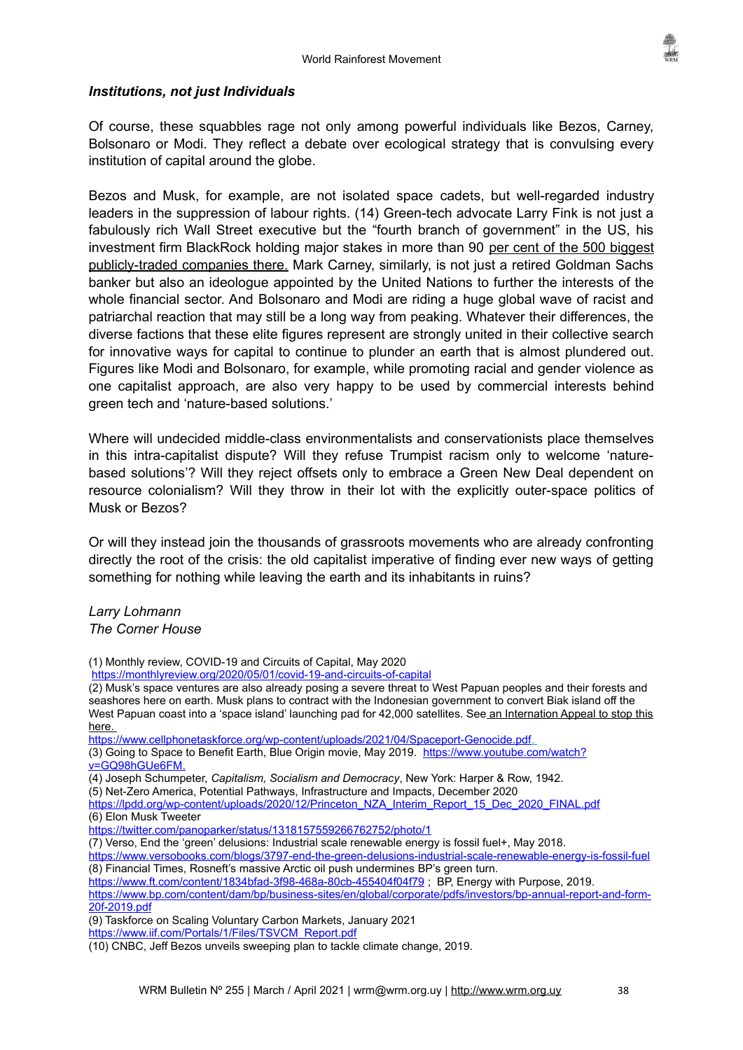### *Institutions, not just Individuals*

Of course, these squabbles rage not only among powerful individuals like Bezos, Carney, Bolsonaro or Modi. They reflect a debate over ecological strategy that is convulsing every institution of capital around the globe.

Bezos and Musk, for example, are not isolated space cadets, but well-regarded industry leaders in the suppression of labour rights. (14) Green-tech advocate Larry Fink is not just a fabulously rich Wall Street executive but the "fourth branch of government" in the US, his investment firm BlackRock holding major stakes in more than 90 per cent of the 500 biggest publicly-traded companies there. Mark Carney, similarly, is not just a retired Goldman Sachs banker but also an ideologue appointed by the United Nations to further the interests of the whole financial sector. And Bolsonaro and Modi are riding a huge global wave of racist and patriarchal reaction that may still be a long way from peaking. Whatever their differences, the diverse factions that these elite figures represent are strongly united in their collective search for innovative ways for capital to continue to plunder an earth that is almost plundered out. Figures like Modi and Bolsonaro, for example, while promoting racial and gender violence as one capitalist approach, are also very happy to be used by commercial interests behind green tech and 'nature-based solutions.'

Where will undecided middle-class environmentalists and conservationists place themselves in this intra-capitalist dispute? Will they refuse Trumpist racism only to welcome 'nature-based solutions'? Will they reject offsets only to embrace a Green New Deal dependent on resource colonialism? Will they throw in their lot with the explicitly outer-space politics of Musk or Bezos?

Or will they instead join the thousands of grassroots movements who are already confronting directly the root of the crisis: the old capitalist imperative of finding ever new ways of getting something for nothing while leaving the earth and its inhabitants in ruins?

*Larry Lohmann*
*The Corner House*

(1) Monthly review, COVID-19 and Circuits of Capital, May 2020
https://monthlyreview.org/2020/05/01/covid-19-and-circuits-of-capital
(2) Musk's space ventures are also already posing a severe threat to West Papuan peoples and their forests and seashores here on earth. Musk plans to contract with the Indonesian government to convert Biak island off the West Papuan coast into a 'space island' launching pad for 42,000 satellites. See an Internation Appeal to stop this here.
https://www.cellphonetaskforce.org/wp-content/uploads/2021/04/Spaceport-Genocide.pdf.
(3) Going to Space to Benefit Earth, Blue Origin movie, May 2019. https://www.youtube.com/watch?v=GQ98hGUe6FM.
(4) Joseph Schumpeter, *Capitalism, Socialism and Democracy*, New York: Harper & Row, 1942.
(5) Net-Zero America, Potential Pathways, Infrastructure and Impacts, December 2020
https://lpdd.org/wp-content/uploads/2020/12/Princeton_NZA_Interim_Report_15_Dec_2020_FINAL.pdf
(6) Elon Musk Tweeter
https://twitter.com/panoparker/status/1318157559266762752/photo/1
(7) Verso, End the 'green' delusions: Industrial scale renewable energy is fossil fuel+, May 2018.
https://www.versobooks.com/blogs/3797-end-the-green-delusions-industrial-scale-renewable-energy-is-fossil-fuel
(8) Financial Times, Rosneft's massive Arctic oil push undermines BP's green turn.
https://www.ft.com/content/1834bfad-3f98-468a-80cb-455404f04f79 ; BP, Energy with Purpose, 2019.
https://www.bp.com/content/dam/bp/business-sites/en/global/corporate/pdfs/investors/bp-annual-report-and-form-20f-2019.pdf
(9) Taskforce on Scaling Voluntary Carbon Markets, January 2021
https://www.iif.com/Portals/1/Files/TSVCM_Report.pdf
(10) CNBC, Jeff Bezos unveils sweeping plan to tackle climate change, 2019.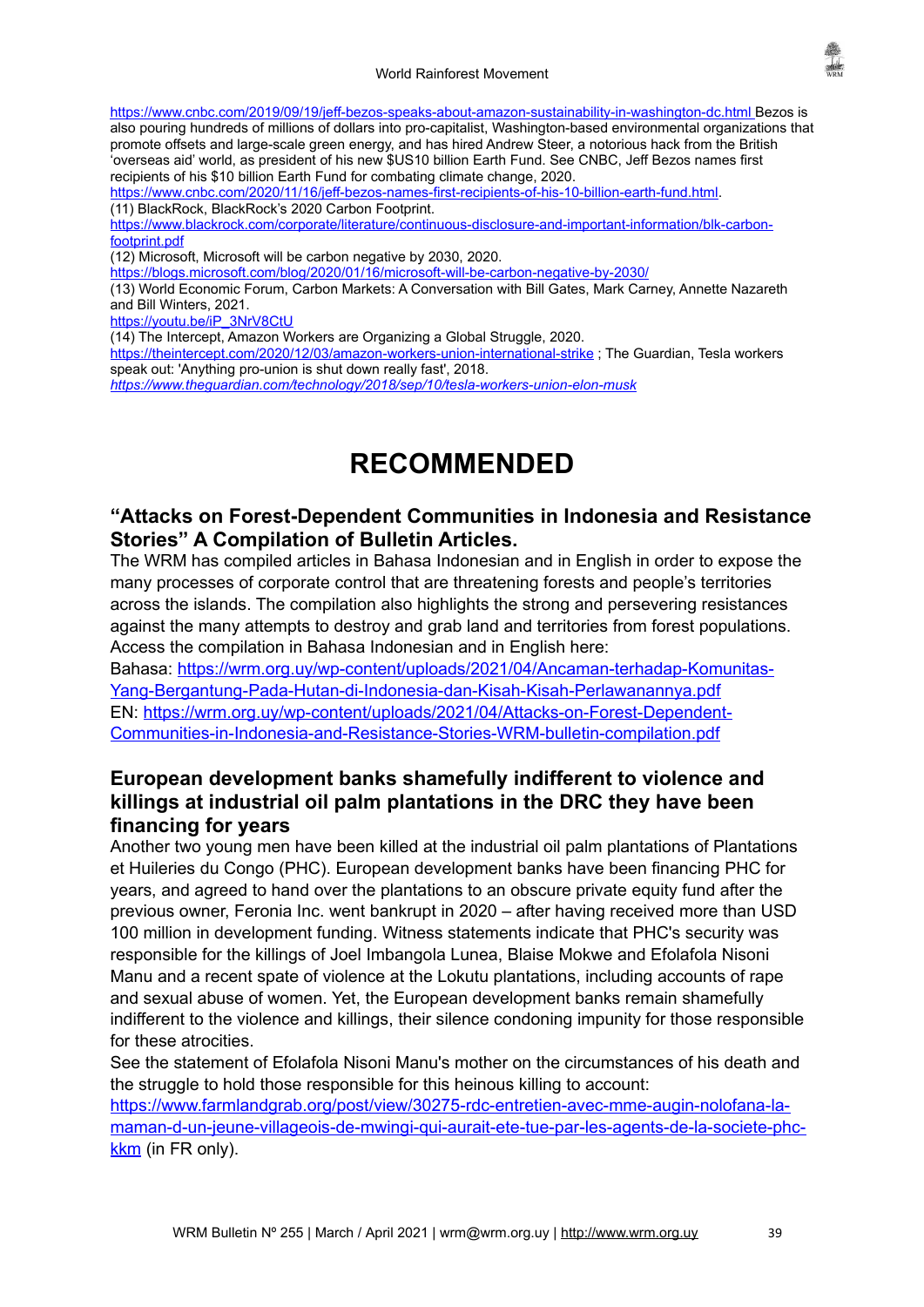https://www.cnbc.com/2019/09/19/jeff-bezos-speaks-about-amazon-sustainability-in-washington-dc.html Bezos is also pouring hundreds of millions of dollars into pro-capitalist, Washington-based environmental organizations that promote offsets and large-scale green energy, and has hired Andrew Steer, a notorious hack from the British 'overseas aid' world, as president of his new $US10 billion Earth Fund. See CNBC, Jeff Bezos names first recipients of his $10 billion Earth Fund for combating climate change, 2020.
https://www.cnbc.com/2020/11/16/jeff-bezos-names-first-recipients-of-his-10-billion-earth-fund.html.
(11) BlackRock, BlackRock's 2020 Carbon Footprint.
https://www.blackrock.com/corporate/literature/continuous-disclosure-and-important-information/blk-carbon-footprint.pdf
(12) Microsoft, Microsoft will be carbon negative by 2030, 2020.
https://blogs.microsoft.com/blog/2020/01/16/microsoft-will-be-carbon-negative-by-2030/
(13) World Economic Forum, Carbon Markets: A Conversation with Bill Gates, Mark Carney, Annette Nazareth and Bill Winters, 2021.
https://youtu.be/iP_3NrV8CtU
(14) The Intercept, Amazon Workers are Organizing a Global Struggle, 2020.
https://theintercept.com/2020/12/03/amazon-workers-union-international-strike ; The Guardian, Tesla workers speak out: 'Anything pro-union is shut down really fast', 2018.
*https://www.theguardian.com/technology/2018/sep/10/tesla-workers-union-elon-musk*

# RECOMMENDED

## "Attacks on Forest-Dependent Communities in Indonesia and Resistance Stories" A Compilation of Bulletin Articles.

The WRM has compiled articles in Bahasa Indonesian and in English in order to expose the many processes of corporate control that are threatening forests and people's territories across the islands. The compilation also highlights the strong and persevering resistances against the many attempts to destroy and grab land and territories from forest populations. Access the compilation in Bahasa Indonesian and in English here:
Bahasa: https://wrm.org.uy/wp-content/uploads/2021/04/Ancaman-terhadap-Komunitas-Yang-Bergantung-Pada-Hutan-di-Indonesia-dan-Kisah-Kisah-Perlawanannya.pdf
EN: https://wrm.org.uy/wp-content/uploads/2021/04/Attacks-on-Forest-Dependent-Communities-in-Indonesia-and-Resistance-Stories-WRM-bulletin-compilation.pdf

## European development banks shamefully indifferent to violence and killings at industrial oil palm plantations in the DRC they have been financing for years

Another two young men have been killed at the industrial oil palm plantations of Plantations et Huileries du Congo (PHC). European development banks have been financing PHC for years, and agreed to hand over the plantations to an obscure private equity fund after the previous owner, Feronia Inc. went bankrupt in 2020 – after having received more than USD 100 million in development funding. Witness statements indicate that PHC's security was responsible for the killings of Joel Imbangola Lunea, Blaise Mokwe and Efolafola Nisoni Manu and a recent spate of violence at the Lokutu plantations, including accounts of rape and sexual abuse of women. Yet, the European development banks remain shamefully indifferent to the violence and killings, their silence condoning impunity for those responsible for these atrocities.
See the statement of Efolafola Nisoni Manu's mother on the circumstances of his death and the struggle to hold those responsible for this heinous killing to account:
https://www.farmlandgrab.org/post/view/30275-rdc-entretien-avec-mme-augin-nolofana-la-maman-d-un-jeune-villageois-de-mwingi-qui-aurait-ete-tue-par-les-agents-de-la-societe-phc-kkm (in FR only).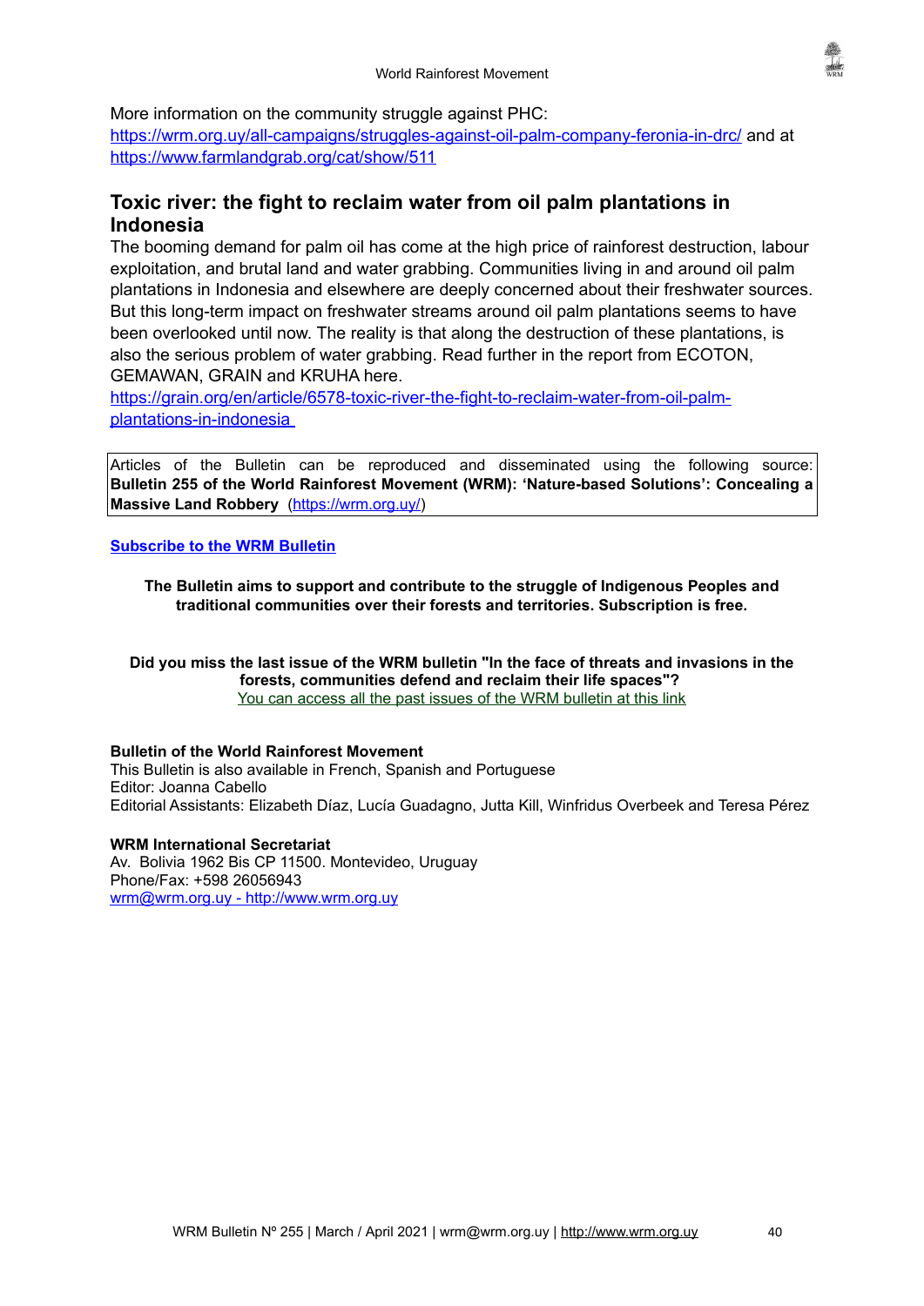More information on the community struggle against PHC: https://wrm.org.uy/all-campaigns/struggles-against-oil-palm-company-feronia-in-drc/ and at https://www.farmlandgrab.org/cat/show/511

## Toxic river: the fight to reclaim water from oil palm plantations in Indonesia

The booming demand for palm oil has come at the high price of rainforest destruction, labour exploitation, and brutal land and water grabbing. Communities living in and around oil palm plantations in Indonesia and elsewhere are deeply concerned about their freshwater sources. But this long-term impact on freshwater streams around oil palm plantations seems to have been overlooked until now. The reality is that along the destruction of these plantations, is also the serious problem of water grabbing. Read further in the report from ECOTON, GEMAWAN, GRAIN and KRUHA here.
https://grain.org/en/article/6578-toxic-river-the-fight-to-reclaim-water-from-oil-palm-plantations-in-indonesia

Articles of the Bulletin can be reproduced and disseminated using the following source: **Bulletin 255 of the World Rainforest Movement (WRM): 'Nature-based Solutions': Concealing a Massive Land Robbery** (https://wrm.org.uy/)

**Subscribe to the WRM Bulletin**

**The Bulletin aims to support and contribute to the struggle of Indigenous Peoples and traditional communities over their forests and territories. Subscription is free.**

**Did you miss the last issue of the WRM bulletin "In the face of threats and invasions in the forests, communities defend and reclaim their life spaces"?**
You can access all the past issues of the WRM bulletin at this link

**Bulletin of the World Rainforest Movement**
This Bulletin is also available in French, Spanish and Portuguese
Editor: Joanna Cabello
Editorial Assistants: Elizabeth Díaz, Lucía Guadagno, Jutta Kill, Winfridus Overbeek and Teresa Pérez

**WRM International Secretariat**
Av. Bolivia 1962 Bis CP 11500. Montevideo, Uruguay
Phone/Fax: +598 26056943
wrm@wrm.org.uy - http://www.wrm.org.uy